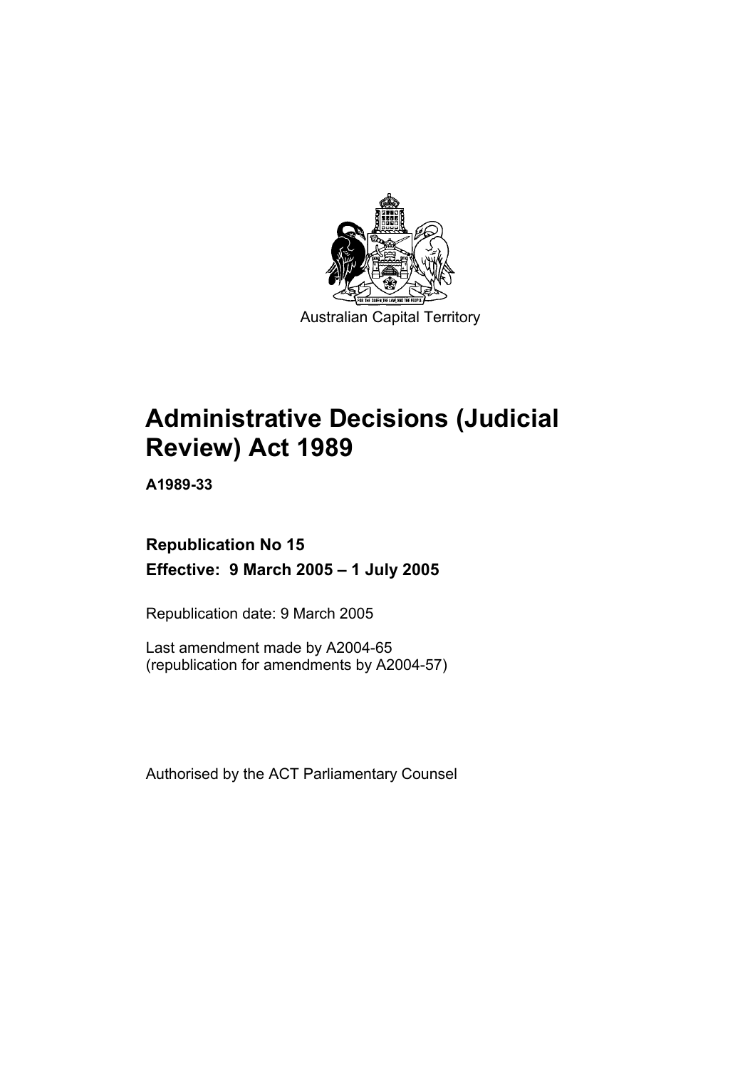Australian Capital Territory

# Administrative Decisions (Judicial Review) Act 1989

**A1989-33**

**Republication No 15**

**Effective: 9 March 2005 – 1 July 2005**

Republication date: 9 March 2005

Last amendment made by A2004-65
(republication for amendments by A2004-57)

Authorised by the ACT Parliamentary Counsel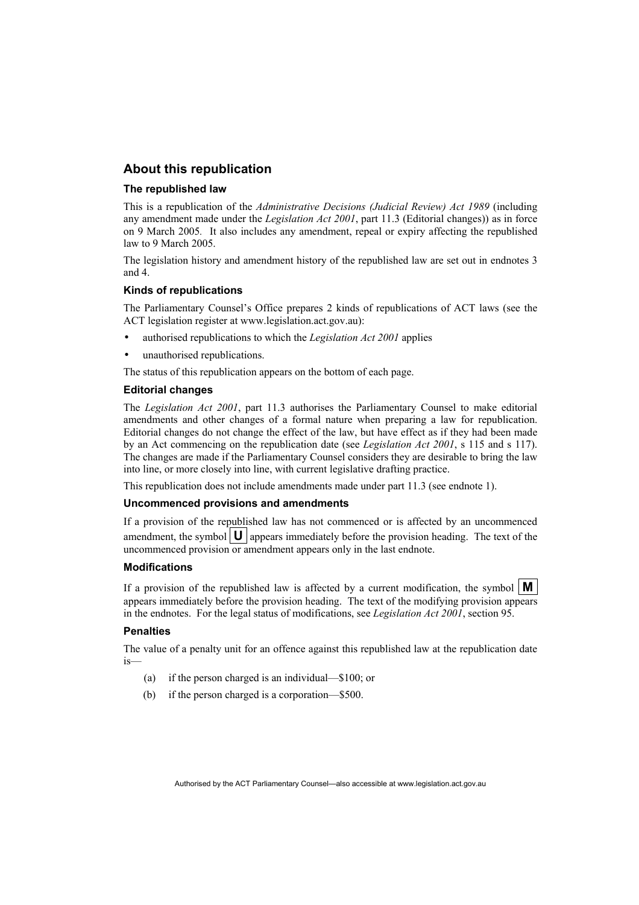## About this republication

### The republished law

This is a republication of the *Administrative Decisions (Judicial Review) Act 1989* (including any amendment made under the *Legislation Act 2001*, part 11.3 (Editorial changes)) as in force on 9 March 2005. It also includes any amendment, repeal or expiry affecting the republished law to 9 March 2005.

The legislation history and amendment history of the republished law are set out in endnotes 3 and 4.

### Kinds of republications

The Parliamentary Counsel's Office prepares 2 kinds of republications of ACT laws (see the ACT legislation register at www.legislation.act.gov.au):

- authorised republications to which the *Legislation Act 2001* applies
- unauthorised republications.

The status of this republication appears on the bottom of each page.

### Editorial changes

The *Legislation Act 2001*, part 11.3 authorises the Parliamentary Counsel to make editorial amendments and other changes of a formal nature when preparing a law for republication. Editorial changes do not change the effect of the law, but have effect as if they had been made by an Act commencing on the republication date (see *Legislation Act 2001*, s 115 and s 117). The changes are made if the Parliamentary Counsel considers they are desirable to bring the law into line, or more closely into line, with current legislative drafting practice.

This republication does not include amendments made under part 11.3 (see endnote 1).

### Uncommenced provisions and amendments

If a provision of the republished law has not commenced or is affected by an uncommenced amendment, the symbol **U** appears immediately before the provision heading. The text of the uncommenced provision or amendment appears only in the last endnote.

### Modifications

If a provision of the republished law is affected by a current modification, the symbol **M** appears immediately before the provision heading. The text of the modifying provision appears in the endnotes. For the legal status of modifications, see *Legislation Act 2001*, section 95.

### Penalties

The value of a penalty unit for an offence against this republished law at the republication date is—

(a) if the person charged is an individual—$100; or

(b) if the person charged is a corporation—$500.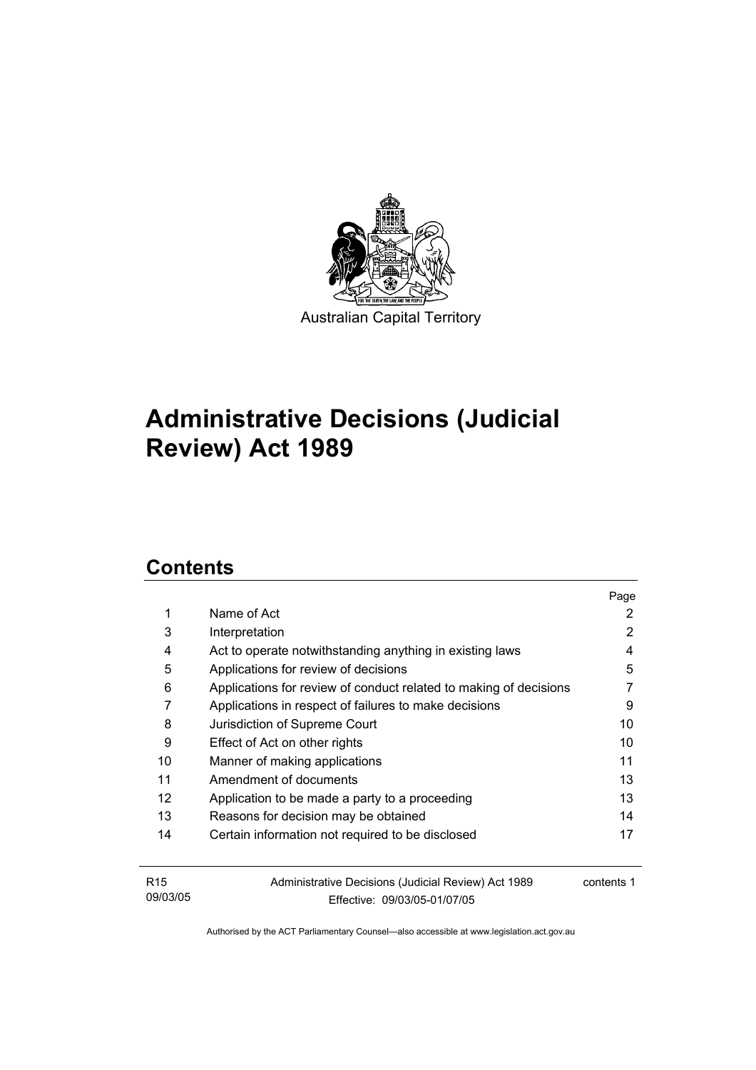Australian Capital Territory

# Administrative Decisions (Judicial Review) Act 1989

## Contents

| | | Page |
|---|---|---|
| 1 | Name of Act | 2 |
| 3 | Interpretation | 2 |
| 4 | Act to operate notwithstanding anything in existing laws | 4 |
| 5 | Applications for review of decisions | 5 |
| 6 | Applications for review of conduct related to making of decisions | 7 |
| 7 | Applications in respect of failures to make decisions | 9 |
| 8 | Jurisdiction of Supreme Court | 10 |
| 9 | Effect of Act on other rights | 10 |
| 10 | Manner of making applications | 11 |
| 11 | Amendment of documents | 13 |
| 12 | Application to be made a party to a proceeding | 13 |
| 13 | Reasons for decision may be obtained | 14 |
| 14 | Certain information not required to be disclosed | 17 |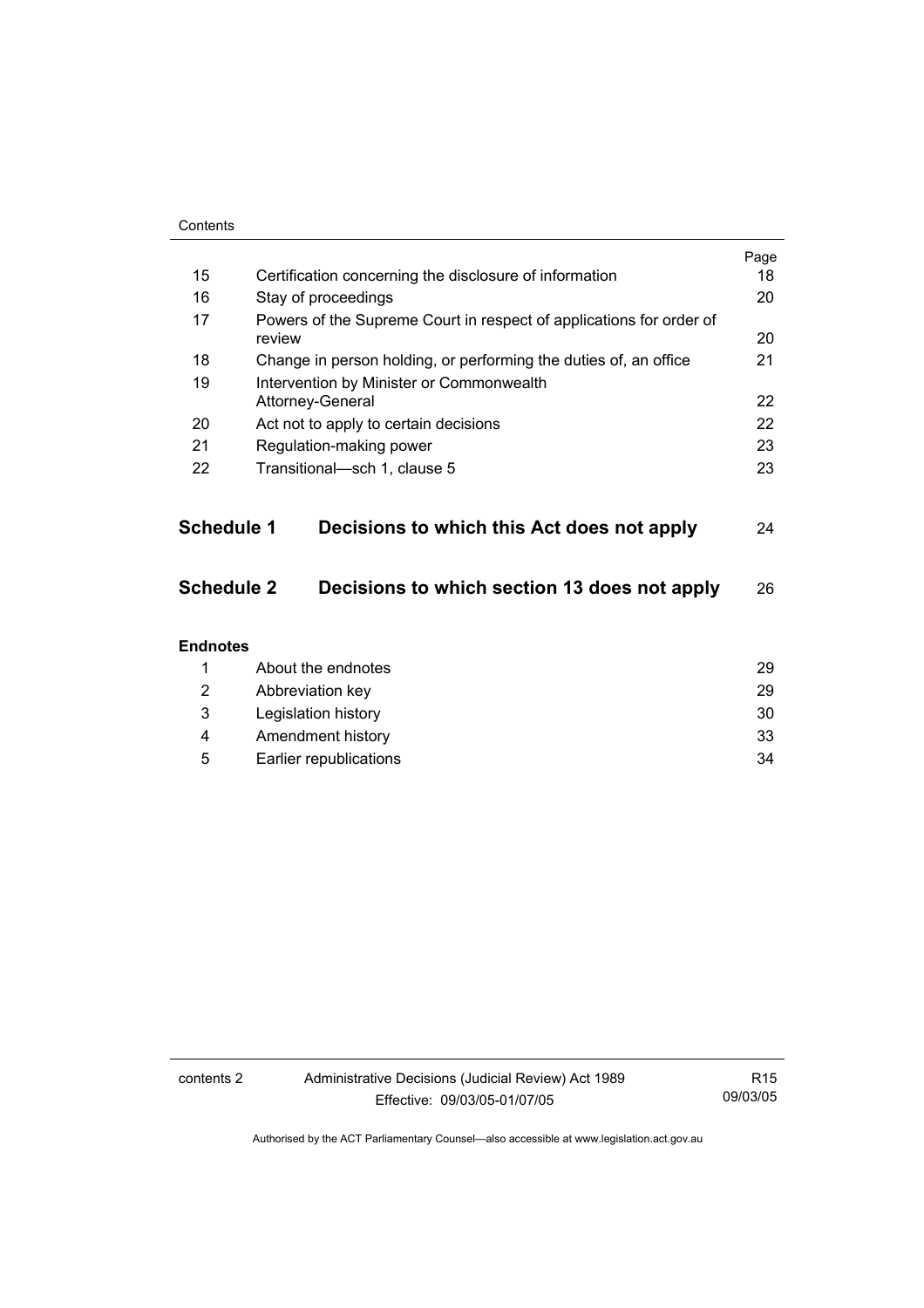| | | Page |
|---|---|---|
| 15 | Certification concerning the disclosure of information | 18 |
| 16 | Stay of proceedings | 20 |
| 17 | Powers of the Supreme Court in respect of applications for order of review | 20 |
| 18 | Change in person holding, or performing the duties of, an office | 21 |
| 19 | Intervention by Minister or Commonwealth Attorney-General | 22 |
| 20 | Act not to apply to certain decisions | 22 |
| 21 | Regulation-making power | 23 |
| 22 | Transitional—sch 1, clause 5 | 23 |

**Schedule 1 Decisions to which this Act does not apply** 24

**Schedule 2 Decisions to which section 13 does not apply** 26

**Endnotes**

| | | |
|---|---|---|
| 1 | About the endnotes | 29 |
| 2 | Abbreviation key | 29 |
| 3 | Legislation history | 30 |
| 4 | Amendment history | 33 |
| 5 | Earlier republications | 34 |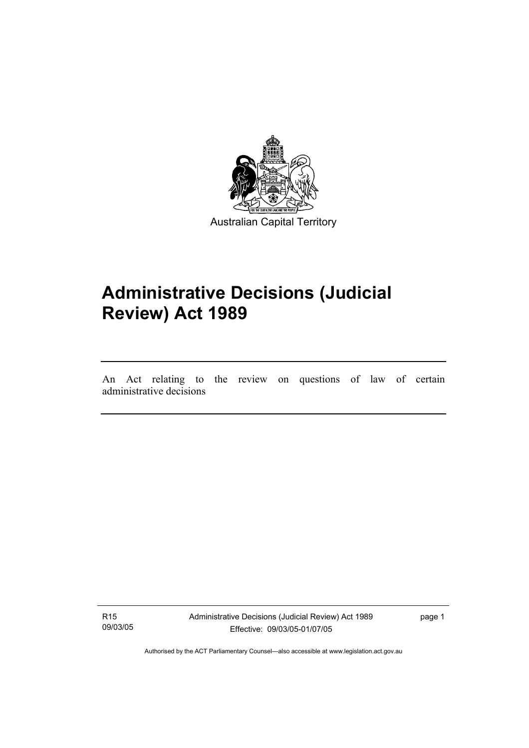Australian Capital Territory

# Administrative Decisions (Judicial Review) Act 1989

An Act relating to the review on questions of law of certain administrative decisions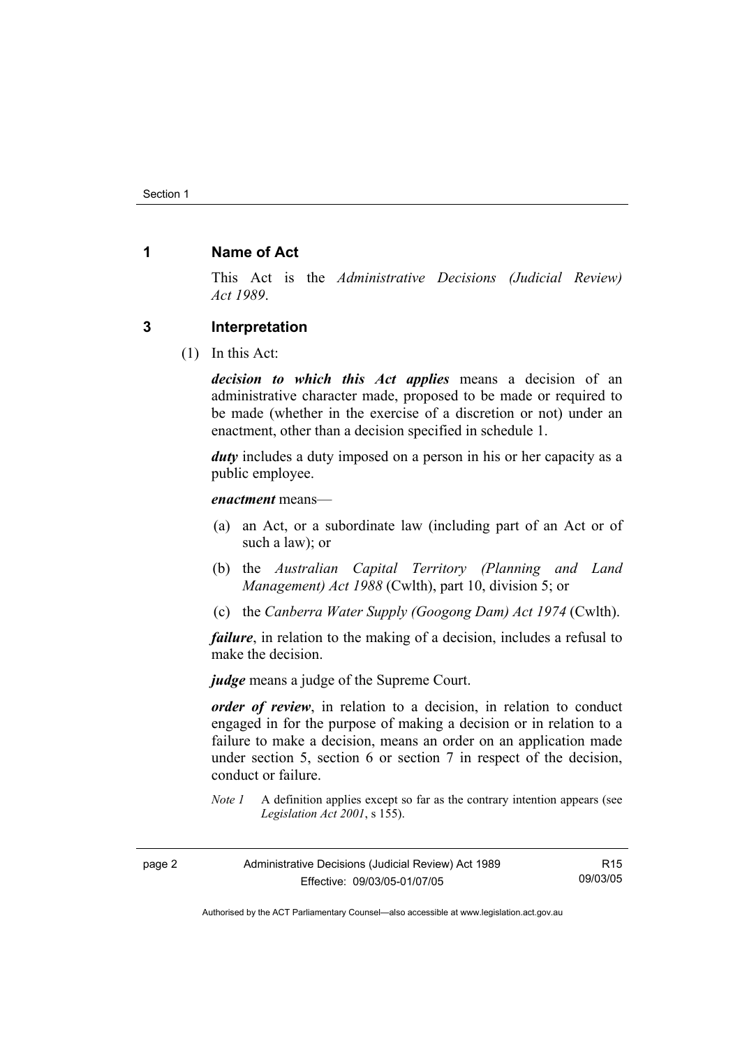## 1 Name of Act

This Act is the *Administrative Decisions (Judicial Review) Act 1989*.

## 3 Interpretation

(1) In this Act:

***decision to which this Act applies*** means a decision of an administrative character made, proposed to be made or required to be made (whether in the exercise of a discretion or not) under an enactment, other than a decision specified in schedule 1.

***duty*** includes a duty imposed on a person in his or her capacity as a public employee.

***enactment*** means—

(a) an Act, or a subordinate law (including part of an Act or of such a law); or

(b) the *Australian Capital Territory (Planning and Land Management) Act 1988* (Cwlth), part 10, division 5; or

(c) the *Canberra Water Supply (Googong Dam) Act 1974* (Cwlth).

***failure***, in relation to the making of a decision, includes a refusal to make the decision.

***judge*** means a judge of the Supreme Court.

***order of review***, in relation to a decision, in relation to conduct engaged in for the purpose of making a decision or in relation to a failure to make a decision, means an order on an application made under section 5, section 6 or section 7 in respect of the decision, conduct or failure.

*Note 1* A definition applies except so far as the contrary intention appears (see *Legislation Act 2001*, s 155).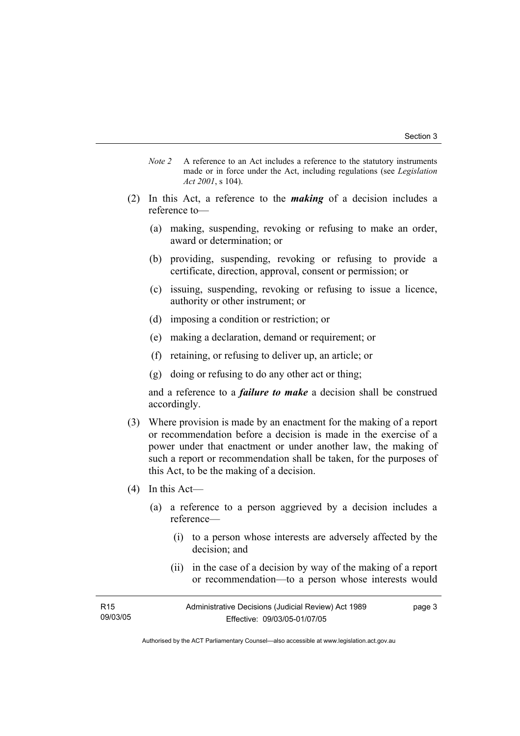*Note 2* A reference to an Act includes a reference to the statutory instruments made or in force under the Act, including regulations (see *Legislation Act 2001*, s 104).

(2) In this Act, a reference to the ***making*** of a decision includes a reference to—

  (a) making, suspending, revoking or refusing to make an order, award or determination; or

  (b) providing, suspending, revoking or refusing to provide a certificate, direction, approval, consent or permission; or

  (c) issuing, suspending, revoking or refusing to issue a licence, authority or other instrument; or

  (d) imposing a condition or restriction; or

  (e) making a declaration, demand or requirement; or

  (f) retaining, or refusing to deliver up, an article; or

  (g) doing or refusing to do any other act or thing;

and a reference to a ***failure to make*** a decision shall be construed accordingly.

(3) Where provision is made by an enactment for the making of a report or recommendation before a decision is made in the exercise of a power under that enactment or under another law, the making of such a report or recommendation shall be taken, for the purposes of this Act, to be the making of a decision.

(4) In this Act—

  (a) a reference to a person aggrieved by a decision includes a reference—

    (i) to a person whose interests are adversely affected by the decision; and

    (ii) in the case of a decision by way of the making of a report or recommendation—to a person whose interests would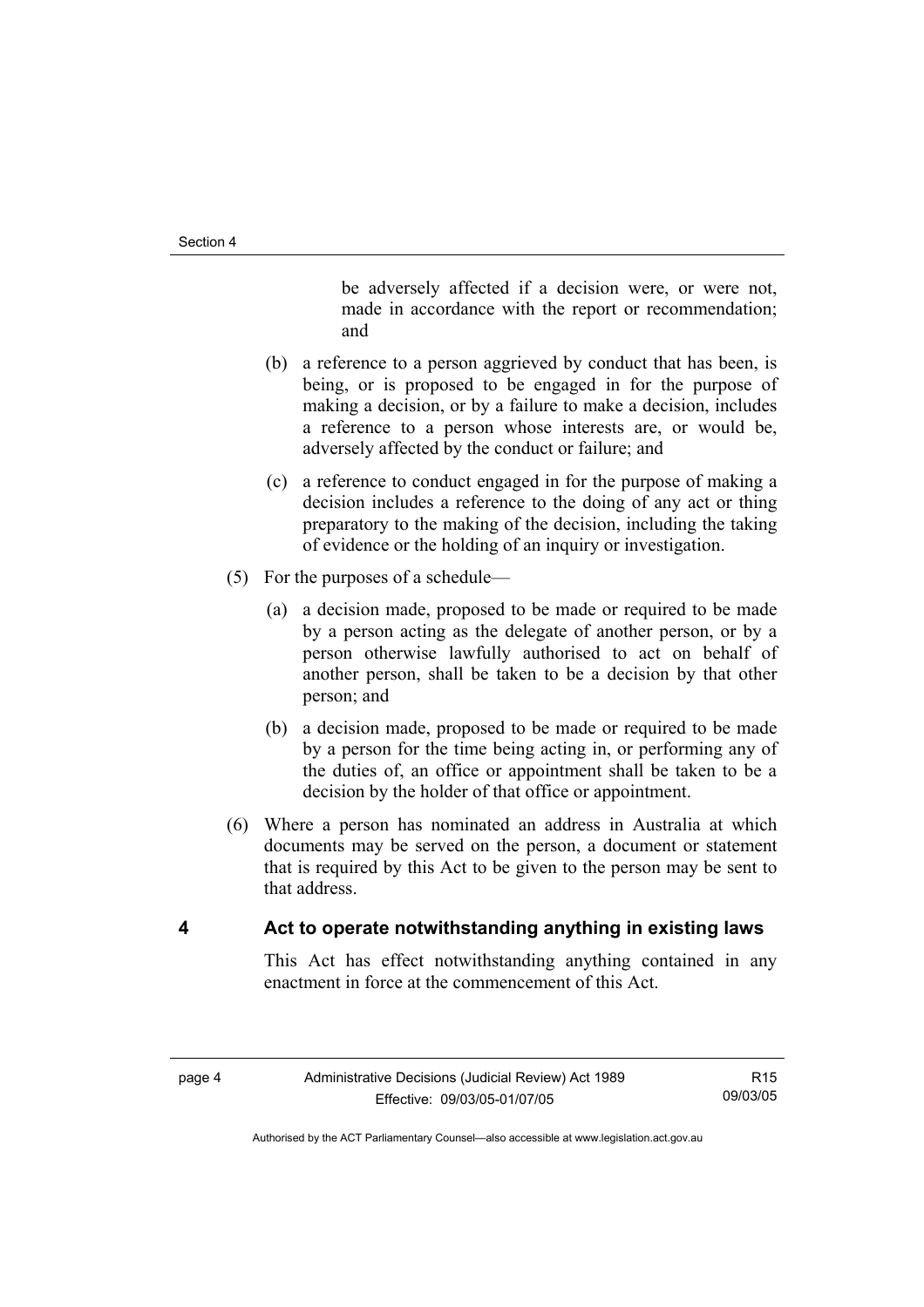be adversely affected if a decision were, or were not, made in accordance with the report or recommendation; and

(b) a reference to a person aggrieved by conduct that has been, is being, or is proposed to be engaged in for the purpose of making a decision, or by a failure to make a decision, includes a reference to a person whose interests are, or would be, adversely affected by the conduct or failure; and

(c) a reference to conduct engaged in for the purpose of making a decision includes a reference to the doing of any act or thing preparatory to the making of the decision, including the taking of evidence or the holding of an inquiry or investigation.

(5) For the purposes of a schedule—

(a) a decision made, proposed to be made or required to be made by a person acting as the delegate of another person, or by a person otherwise lawfully authorised to act on behalf of another person, shall be taken to be a decision by that other person; and

(b) a decision made, proposed to be made or required to be made by a person for the time being acting in, or performing any of the duties of, an office or appointment shall be taken to be a decision by the holder of that office or appointment.

(6) Where a person has nominated an address in Australia at which documents may be served on the person, a document or statement that is required by this Act to be given to the person may be sent to that address.

## 4 Act to operate notwithstanding anything in existing laws

This Act has effect notwithstanding anything contained in any enactment in force at the commencement of this Act.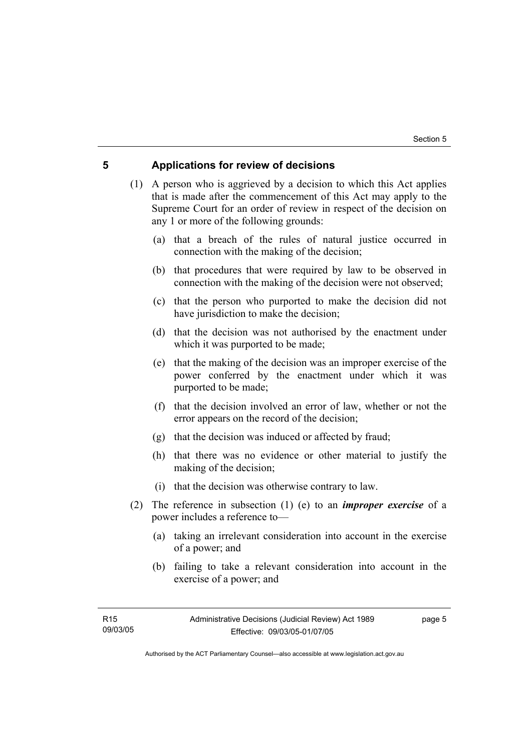## 5 Applications for review of decisions

(1) A person who is aggrieved by a decision to which this Act applies that is made after the commencement of this Act may apply to the Supreme Court for an order of review in respect of the decision on any 1 or more of the following grounds:

(a) that a breach of the rules of natural justice occurred in connection with the making of the decision;

(b) that procedures that were required by law to be observed in connection with the making of the decision were not observed;

(c) that the person who purported to make the decision did not have jurisdiction to make the decision;

(d) that the decision was not authorised by the enactment under which it was purported to be made;

(e) that the making of the decision was an improper exercise of the power conferred by the enactment under which it was purported to be made;

(f) that the decision involved an error of law, whether or not the error appears on the record of the decision;

(g) that the decision was induced or affected by fraud;

(h) that there was no evidence or other material to justify the making of the decision;

(i) that the decision was otherwise contrary to law.

(2) The reference in subsection (1) (e) to an ***improper exercise*** of a power includes a reference to—

(a) taking an irrelevant consideration into account in the exercise of a power; and

(b) failing to take a relevant consideration into account in the exercise of a power; and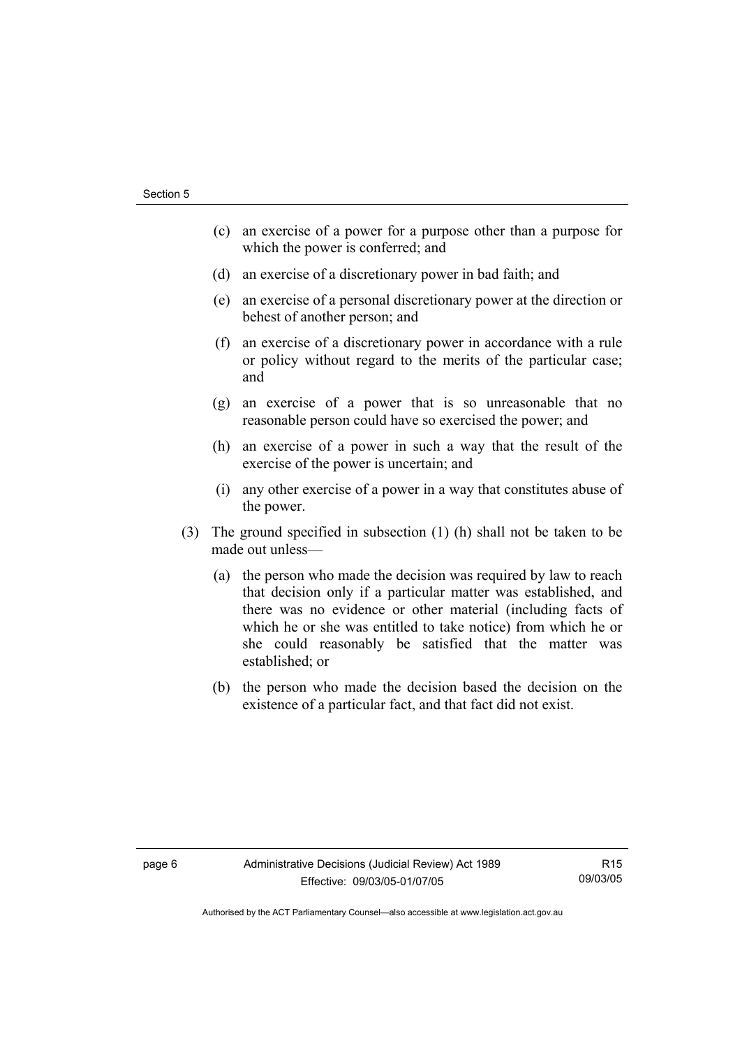(c) an exercise of a power for a purpose other than a purpose for which the power is conferred; and

(d) an exercise of a discretionary power in bad faith; and

(e) an exercise of a personal discretionary power at the direction or behest of another person; and

(f) an exercise of a discretionary power in accordance with a rule or policy without regard to the merits of the particular case; and

(g) an exercise of a power that is so unreasonable that no reasonable person could have so exercised the power; and

(h) an exercise of a power in such a way that the result of the exercise of the power is uncertain; and

(i) any other exercise of a power in a way that constitutes abuse of the power.

(3) The ground specified in subsection (1) (h) shall not be taken to be made out unless—

(a) the person who made the decision was required by law to reach that decision only if a particular matter was established, and there was no evidence or other material (including facts of which he or she was entitled to take notice) from which he or she could reasonably be satisfied that the matter was established; or

(b) the person who made the decision based the decision on the existence of a particular fact, and that fact did not exist.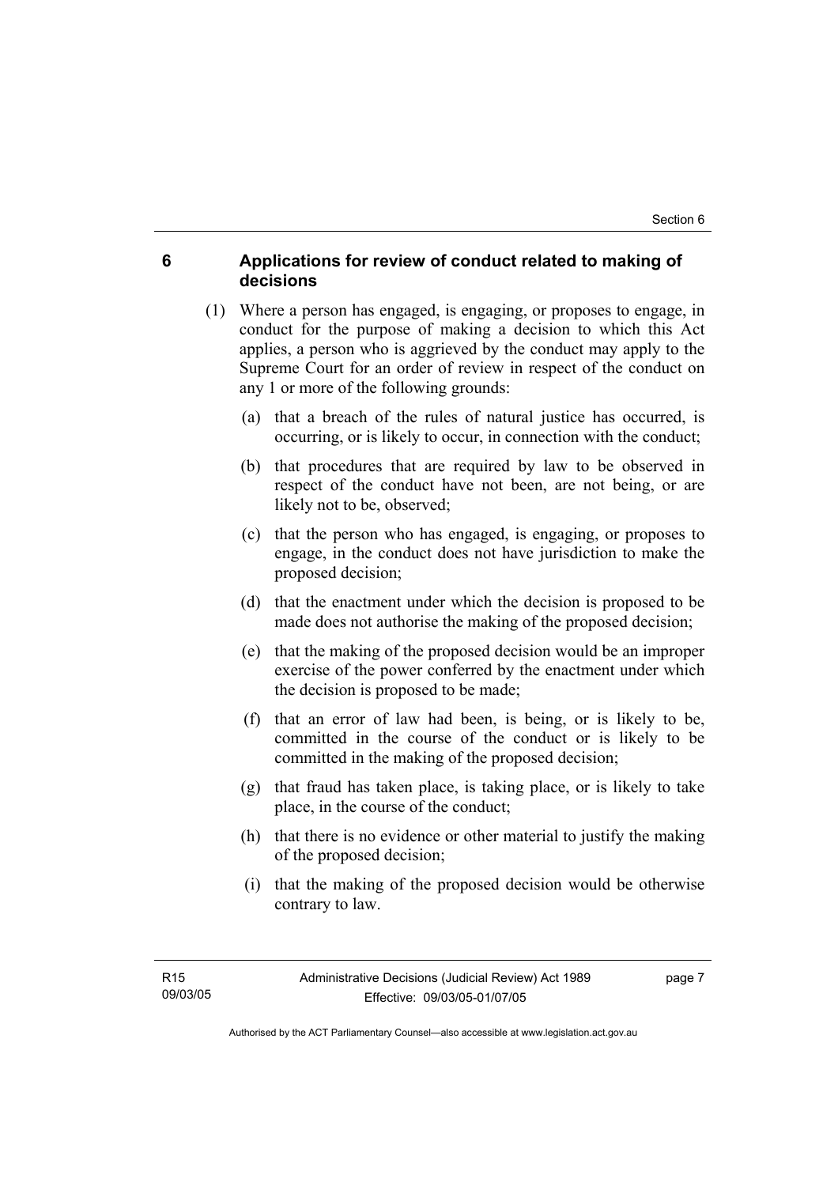## 6 Applications for review of conduct related to making of decisions

(1) Where a person has engaged, is engaging, or proposes to engage, in conduct for the purpose of making a decision to which this Act applies, a person who is aggrieved by the conduct may apply to the Supreme Court for an order of review in respect of the conduct on any 1 or more of the following grounds:

(a) that a breach of the rules of natural justice has occurred, is occurring, or is likely to occur, in connection with the conduct;

(b) that procedures that are required by law to be observed in respect of the conduct have not been, are not being, or are likely not to be, observed;

(c) that the person who has engaged, is engaging, or proposes to engage, in the conduct does not have jurisdiction to make the proposed decision;

(d) that the enactment under which the decision is proposed to be made does not authorise the making of the proposed decision;

(e) that the making of the proposed decision would be an improper exercise of the power conferred by the enactment under which the decision is proposed to be made;

(f) that an error of law had been, is being, or is likely to be, committed in the course of the conduct or is likely to be committed in the making of the proposed decision;

(g) that fraud has taken place, is taking place, or is likely to take place, in the course of the conduct;

(h) that there is no evidence or other material to justify the making of the proposed decision;

(i) that the making of the proposed decision would be otherwise contrary to law.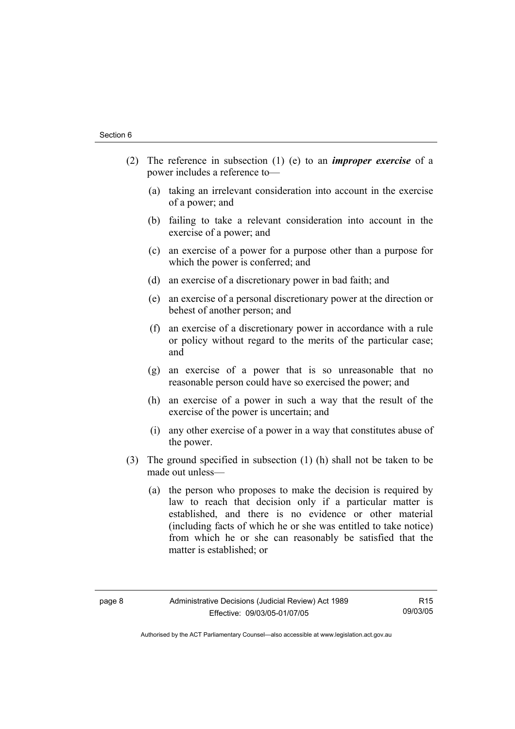(2) The reference in subsection (1) (e) to an ***improper exercise*** of a power includes a reference to—

(a) taking an irrelevant consideration into account in the exercise of a power; and

(b) failing to take a relevant consideration into account in the exercise of a power; and

(c) an exercise of a power for a purpose other than a purpose for which the power is conferred; and

(d) an exercise of a discretionary power in bad faith; and

(e) an exercise of a personal discretionary power at the direction or behest of another person; and

(f) an exercise of a discretionary power in accordance with a rule or policy without regard to the merits of the particular case; and

(g) an exercise of a power that is so unreasonable that no reasonable person could have so exercised the power; and

(h) an exercise of a power in such a way that the result of the exercise of the power is uncertain; and

(i) any other exercise of a power in a way that constitutes abuse of the power.

(3) The ground specified in subsection (1) (h) shall not be taken to be made out unless—

(a) the person who proposes to make the decision is required by law to reach that decision only if a particular matter is established, and there is no evidence or other material (including facts of which he or she was entitled to take notice) from which he or she can reasonably be satisfied that the matter is established; or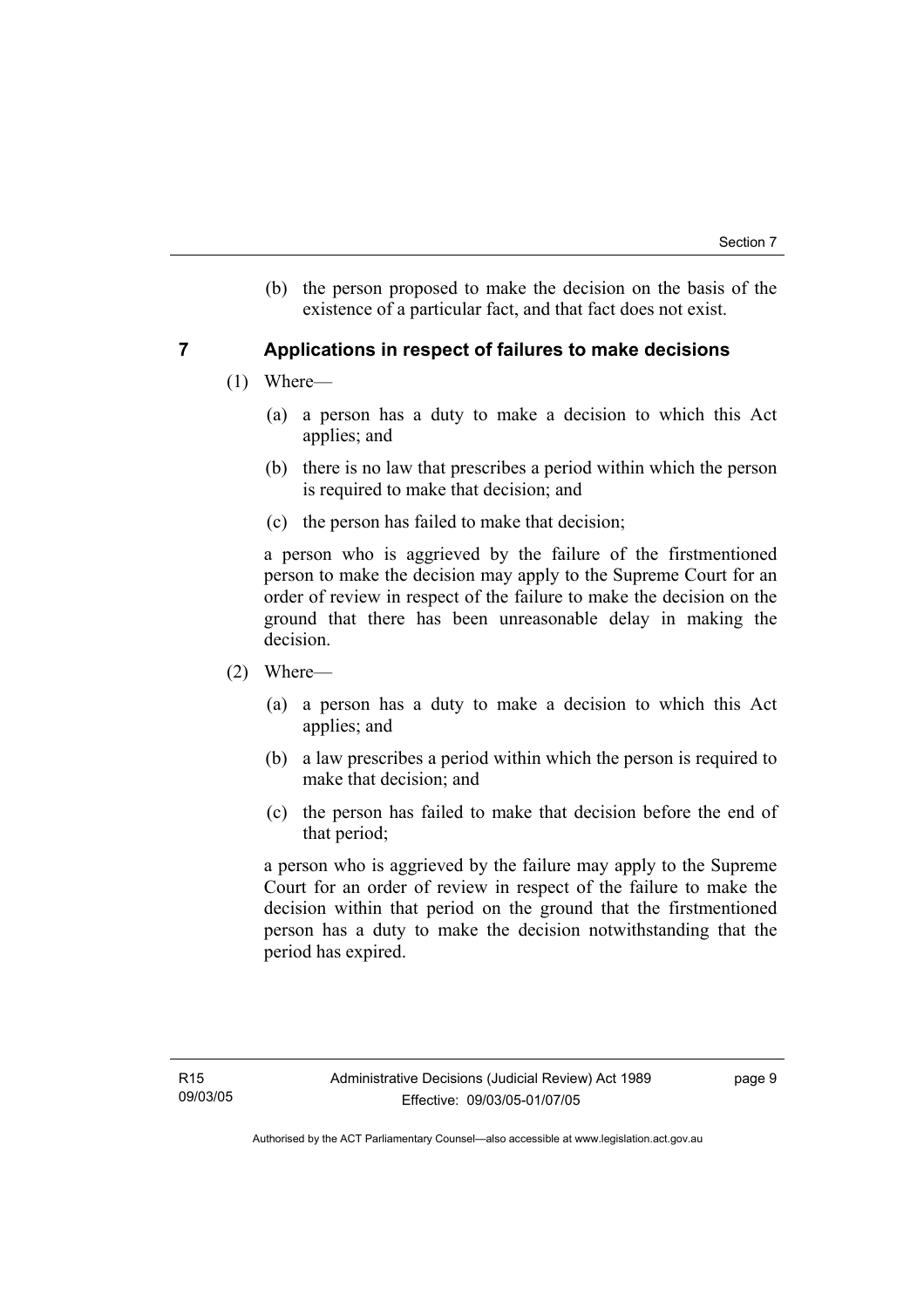(b) the person proposed to make the decision on the basis of the existence of a particular fact, and that fact does not exist.

## 7 Applications in respect of failures to make decisions

(1) Where—

(a) a person has a duty to make a decision to which this Act applies; and

(b) there is no law that prescribes a period within which the person is required to make that decision; and

(c) the person has failed to make that decision;

a person who is aggrieved by the failure of the firstmentioned person to make the decision may apply to the Supreme Court for an order of review in respect of the failure to make the decision on the ground that there has been unreasonable delay in making the decision.

(2) Where—

(a) a person has a duty to make a decision to which this Act applies; and

(b) a law prescribes a period within which the person is required to make that decision; and

(c) the person has failed to make that decision before the end of that period;

a person who is aggrieved by the failure may apply to the Supreme Court for an order of review in respect of the failure to make the decision within that period on the ground that the firstmentioned person has a duty to make the decision notwithstanding that the period has expired.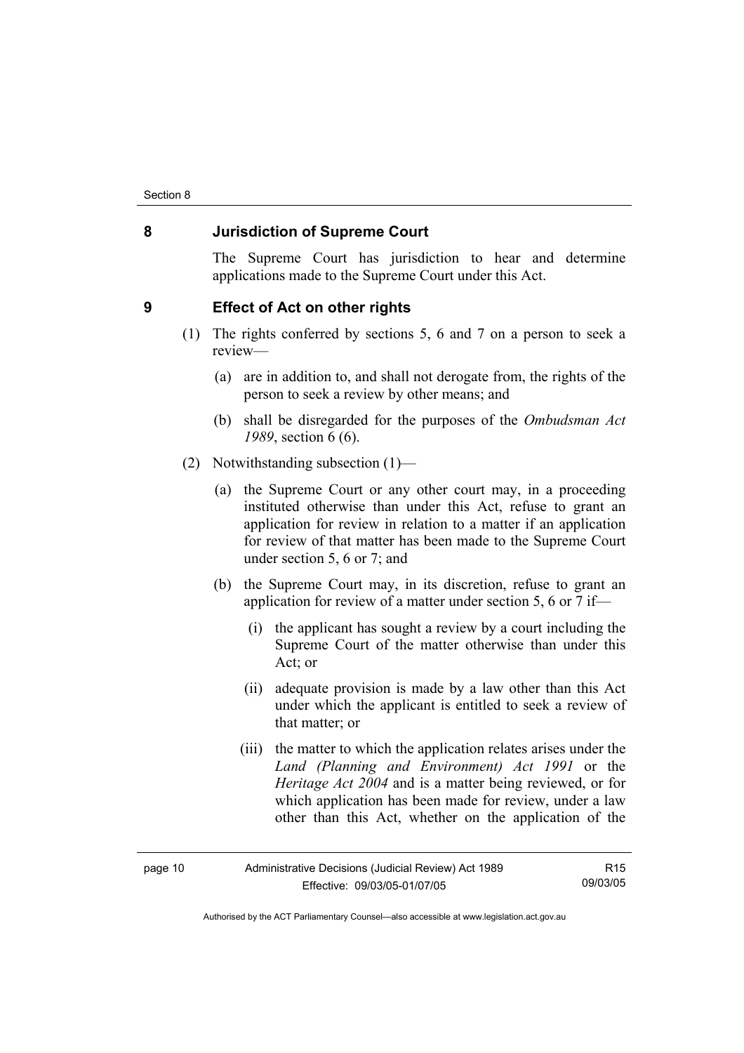## 8 Jurisdiction of Supreme Court

The Supreme Court has jurisdiction to hear and determine applications made to the Supreme Court under this Act.

## 9 Effect of Act on other rights

(1) The rights conferred by sections 5, 6 and 7 on a person to seek a review—

(a) are in addition to, and shall not derogate from, the rights of the person to seek a review by other means; and

(b) shall be disregarded for the purposes of the *Ombudsman Act 1989*, section 6 (6).

(2) Notwithstanding subsection (1)—

(a) the Supreme Court or any other court may, in a proceeding instituted otherwise than under this Act, refuse to grant an application for review in relation to a matter if an application for review of that matter has been made to the Supreme Court under section 5, 6 or 7; and

(b) the Supreme Court may, in its discretion, refuse to grant an application for review of a matter under section 5, 6 or 7 if—

(i) the applicant has sought a review by a court including the Supreme Court of the matter otherwise than under this Act; or

(ii) adequate provision is made by a law other than this Act under which the applicant is entitled to seek a review of that matter; or

(iii) the matter to which the application relates arises under the *Land (Planning and Environment) Act 1991* or the *Heritage Act 2004* and is a matter being reviewed, or for which application has been made for review, under a law other than this Act, whether on the application of the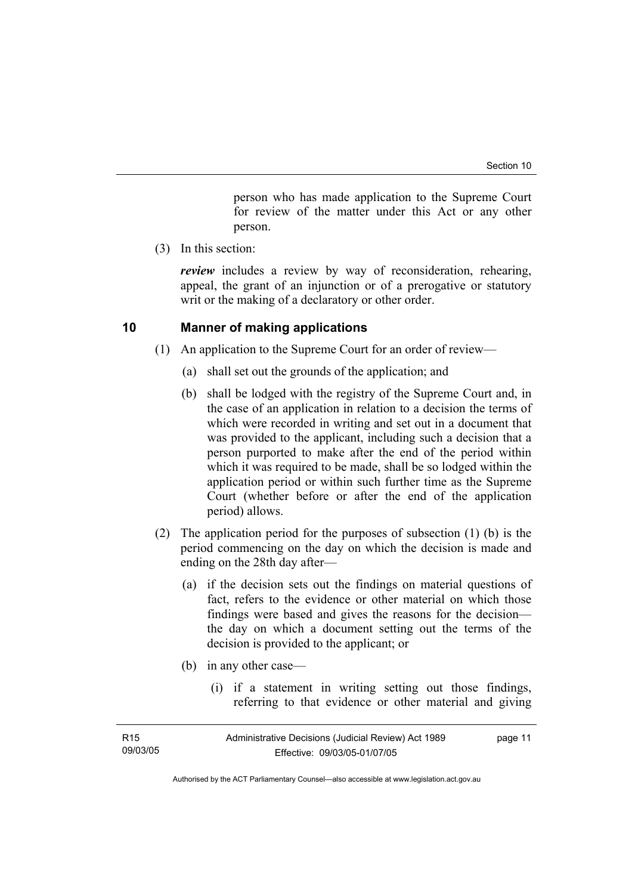person who has made application to the Supreme Court for review of the matter under this Act or any other person.

(3) In this section:

***review*** includes a review by way of reconsideration, rehearing, appeal, the grant of an injunction or of a prerogative or statutory writ or the making of a declaratory or other order.

## 10 Manner of making applications

(1) An application to the Supreme Court for an order of review—

(a) shall set out the grounds of the application; and

(b) shall be lodged with the registry of the Supreme Court and, in the case of an application in relation to a decision the terms of which were recorded in writing and set out in a document that was provided to the applicant, including such a decision that a person purported to make after the end of the period within which it was required to be made, shall be so lodged within the application period or within such further time as the Supreme Court (whether before or after the end of the application period) allows.

(2) The application period for the purposes of subsection (1) (b) is the period commencing on the day on which the decision is made and ending on the 28th day after—

(a) if the decision sets out the findings on material questions of fact, refers to the evidence or other material on which those findings were based and gives the reasons for the decision—the day on which a document setting out the terms of the decision is provided to the applicant; or

(b) in any other case—

(i) if a statement in writing setting out those findings, referring to that evidence or other material and giving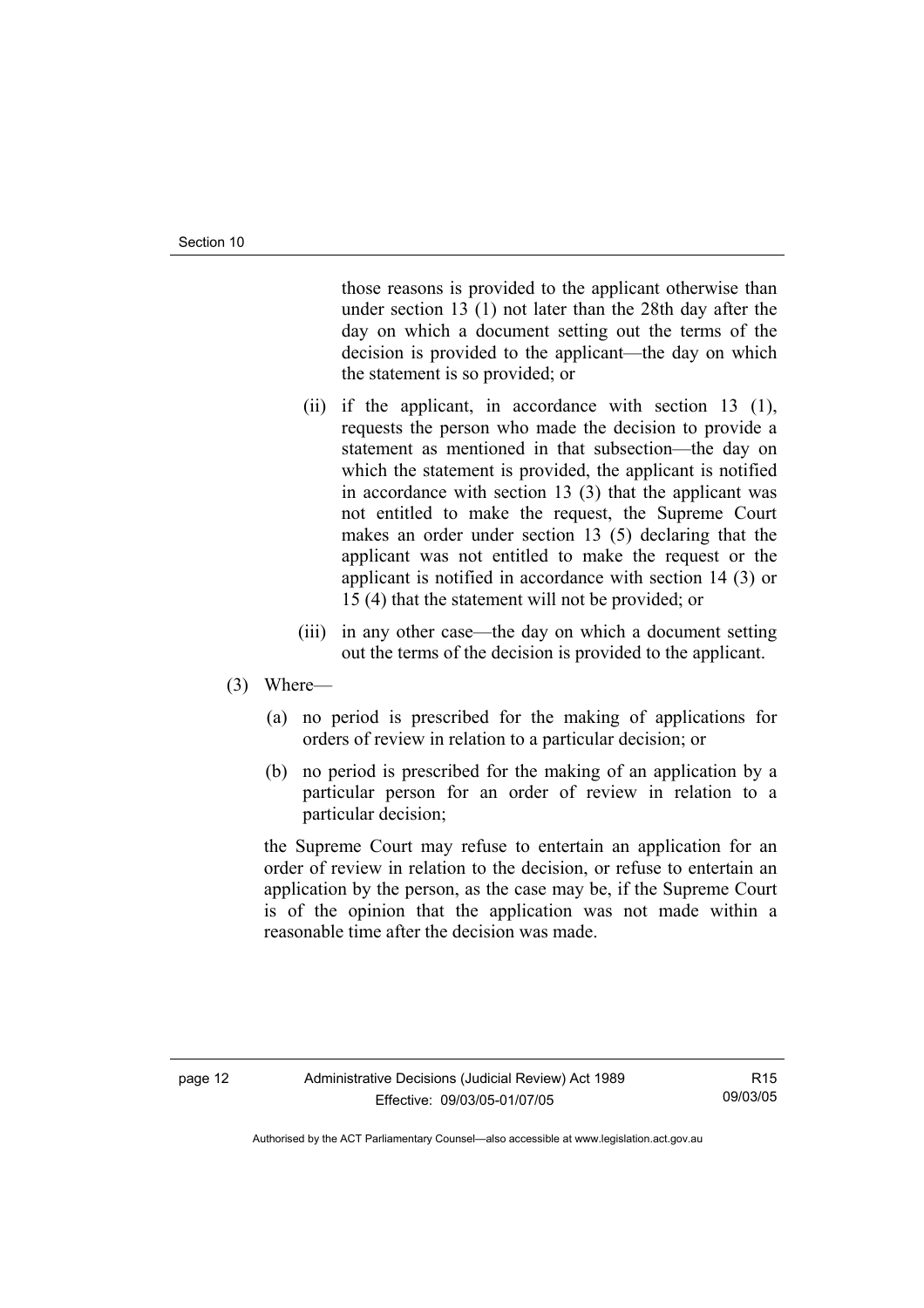those reasons is provided to the applicant otherwise than under section 13 (1) not later than the 28th day after the day on which a document setting out the terms of the decision is provided to the applicant—the day on which the statement is so provided; or

(ii) if the applicant, in accordance with section 13 (1), requests the person who made the decision to provide a statement as mentioned in that subsection—the day on which the statement is provided, the applicant is notified in accordance with section 13 (3) that the applicant was not entitled to make the request, the Supreme Court makes an order under section 13 (5) declaring that the applicant was not entitled to make the request or the applicant is notified in accordance with section 14 (3) or 15 (4) that the statement will not be provided; or

(iii) in any other case—the day on which a document setting out the terms of the decision is provided to the applicant.

(3) Where—

(a) no period is prescribed for the making of applications for orders of review in relation to a particular decision; or

(b) no period is prescribed for the making of an application by a particular person for an order of review in relation to a particular decision;

the Supreme Court may refuse to entertain an application for an order of review in relation to the decision, or refuse to entertain an application by the person, as the case may be, if the Supreme Court is of the opinion that the application was not made within a reasonable time after the decision was made.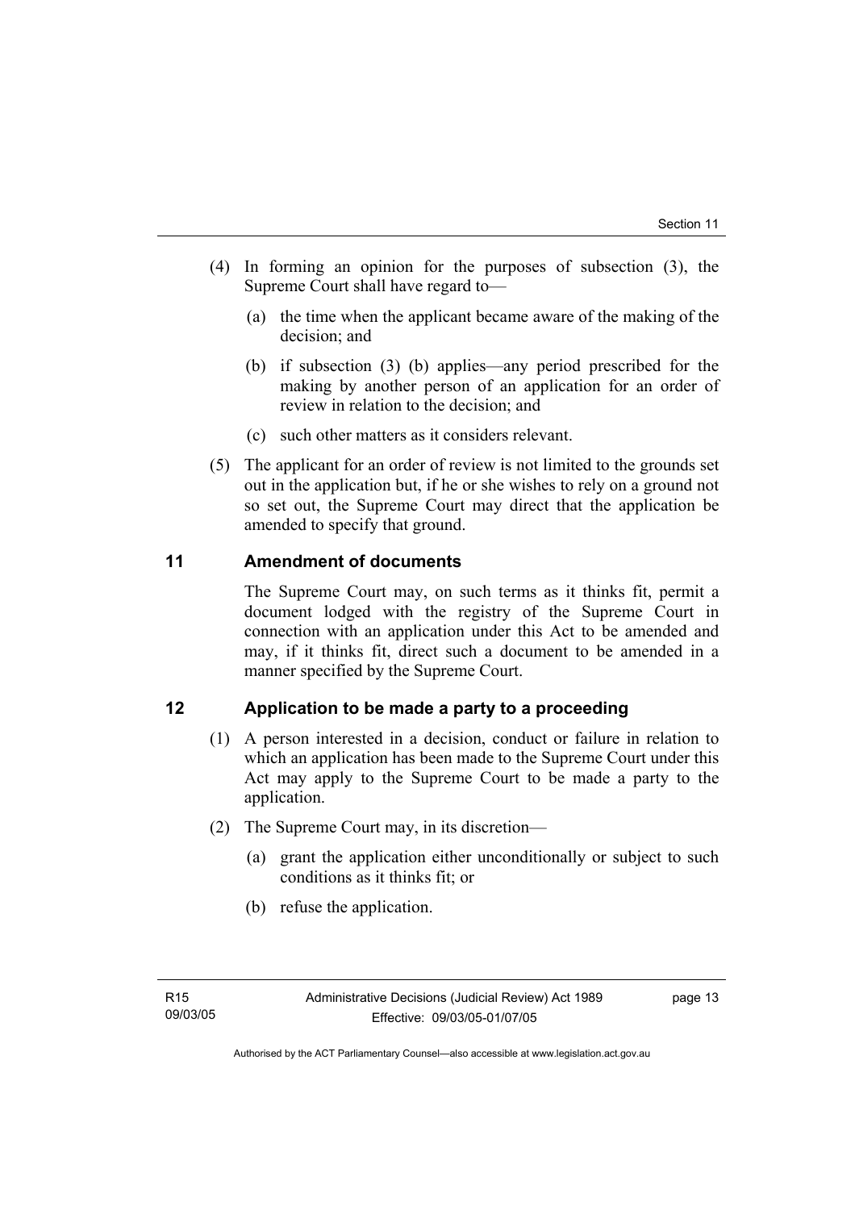(4) In forming an opinion for the purposes of subsection (3), the Supreme Court shall have regard to—

   (a) the time when the applicant became aware of the making of the decision; and

   (b) if subsection (3) (b) applies—any period prescribed for the making by another person of an application for an order of review in relation to the decision; and

   (c) such other matters as it considers relevant.

(5) The applicant for an order of review is not limited to the grounds set out in the application but, if he or she wishes to rely on a ground not so set out, the Supreme Court may direct that the application be amended to specify that ground.

## 11 Amendment of documents

The Supreme Court may, on such terms as it thinks fit, permit a document lodged with the registry of the Supreme Court in connection with an application under this Act to be amended and may, if it thinks fit, direct such a document to be amended in a manner specified by the Supreme Court.

## 12 Application to be made a party to a proceeding

(1) A person interested in a decision, conduct or failure in relation to which an application has been made to the Supreme Court under this Act may apply to the Supreme Court to be made a party to the application.

(2) The Supreme Court may, in its discretion—

   (a) grant the application either unconditionally or subject to such conditions as it thinks fit; or

   (b) refuse the application.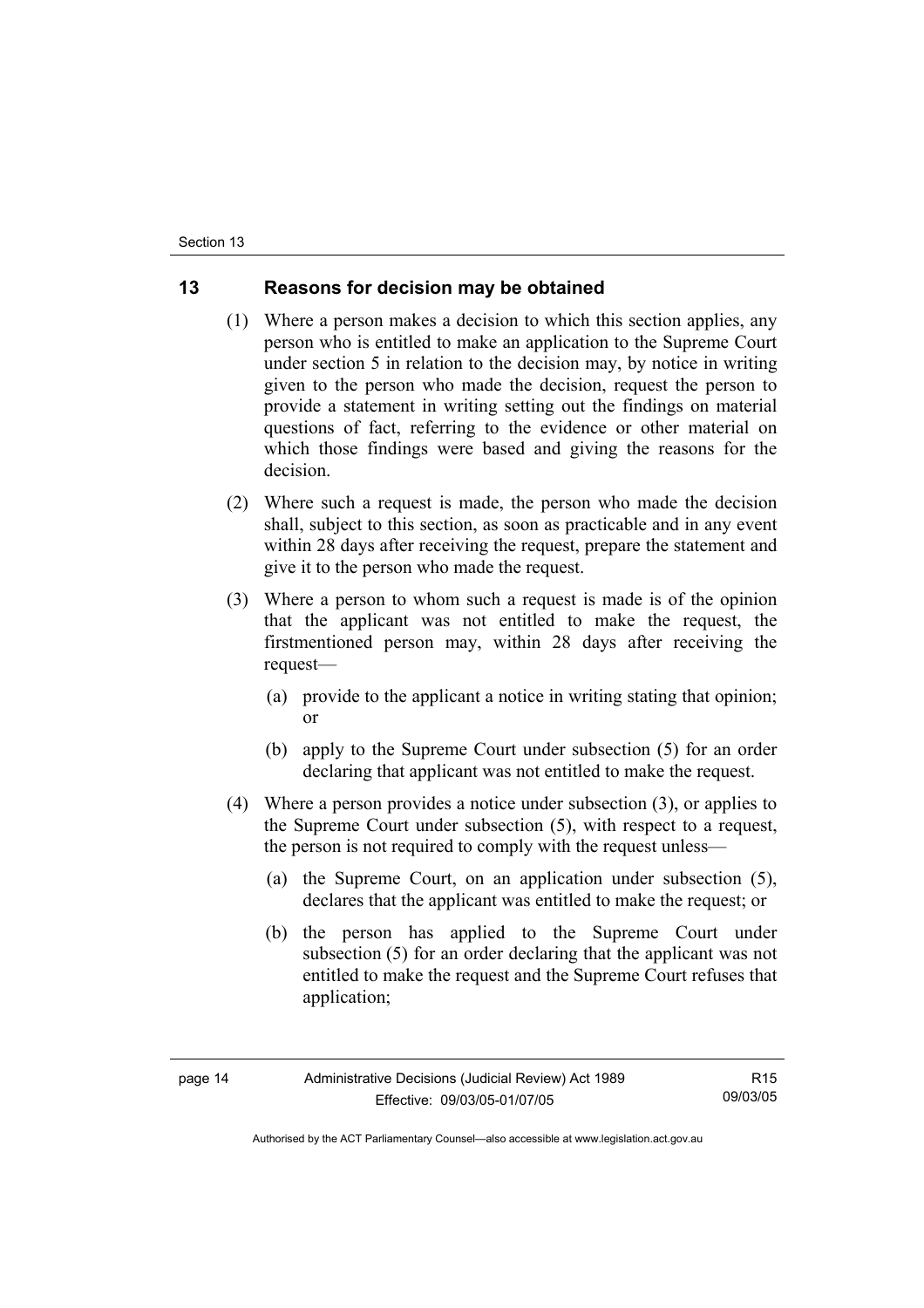## 13 Reasons for decision may be obtained

(1) Where a person makes a decision to which this section applies, any person who is entitled to make an application to the Supreme Court under section 5 in relation to the decision may, by notice in writing given to the person who made the decision, request the person to provide a statement in writing setting out the findings on material questions of fact, referring to the evidence or other material on which those findings were based and giving the reasons for the decision.

(2) Where such a request is made, the person who made the decision shall, subject to this section, as soon as practicable and in any event within 28 days after receiving the request, prepare the statement and give it to the person who made the request.

(3) Where a person to whom such a request is made is of the opinion that the applicant was not entitled to make the request, the firstmentioned person may, within 28 days after receiving the request—

(a) provide to the applicant a notice in writing stating that opinion; or

(b) apply to the Supreme Court under subsection (5) for an order declaring that applicant was not entitled to make the request.

(4) Where a person provides a notice under subsection (3), or applies to the Supreme Court under subsection (5), with respect to a request, the person is not required to comply with the request unless—

(a) the Supreme Court, on an application under subsection (5), declares that the applicant was entitled to make the request; or

(b) the person has applied to the Supreme Court under subsection (5) for an order declaring that the applicant was not entitled to make the request and the Supreme Court refuses that application;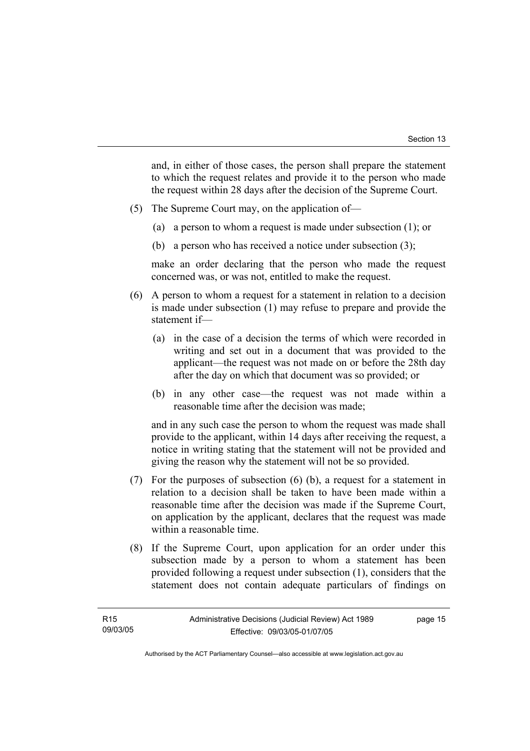and, in either of those cases, the person shall prepare the statement to which the request relates and provide it to the person who made the request within 28 days after the decision of the Supreme Court.

(5) The Supreme Court may, on the application of—

(a) a person to whom a request is made under subsection (1); or

(b) a person who has received a notice under subsection (3);

make an order declaring that the person who made the request concerned was, or was not, entitled to make the request.

(6) A person to whom a request for a statement in relation to a decision is made under subsection (1) may refuse to prepare and provide the statement if—

(a) in the case of a decision the terms of which were recorded in writing and set out in a document that was provided to the applicant—the request was not made on or before the 28th day after the day on which that document was so provided; or

(b) in any other case—the request was not made within a reasonable time after the decision was made;

and in any such case the person to whom the request was made shall provide to the applicant, within 14 days after receiving the request, a notice in writing stating that the statement will not be provided and giving the reason why the statement will not be so provided.

(7) For the purposes of subsection (6) (b), a request for a statement in relation to a decision shall be taken to have been made within a reasonable time after the decision was made if the Supreme Court, on application by the applicant, declares that the request was made within a reasonable time.

(8) If the Supreme Court, upon application for an order under this subsection made by a person to whom a statement has been provided following a request under subsection (1), considers that the statement does not contain adequate particulars of findings on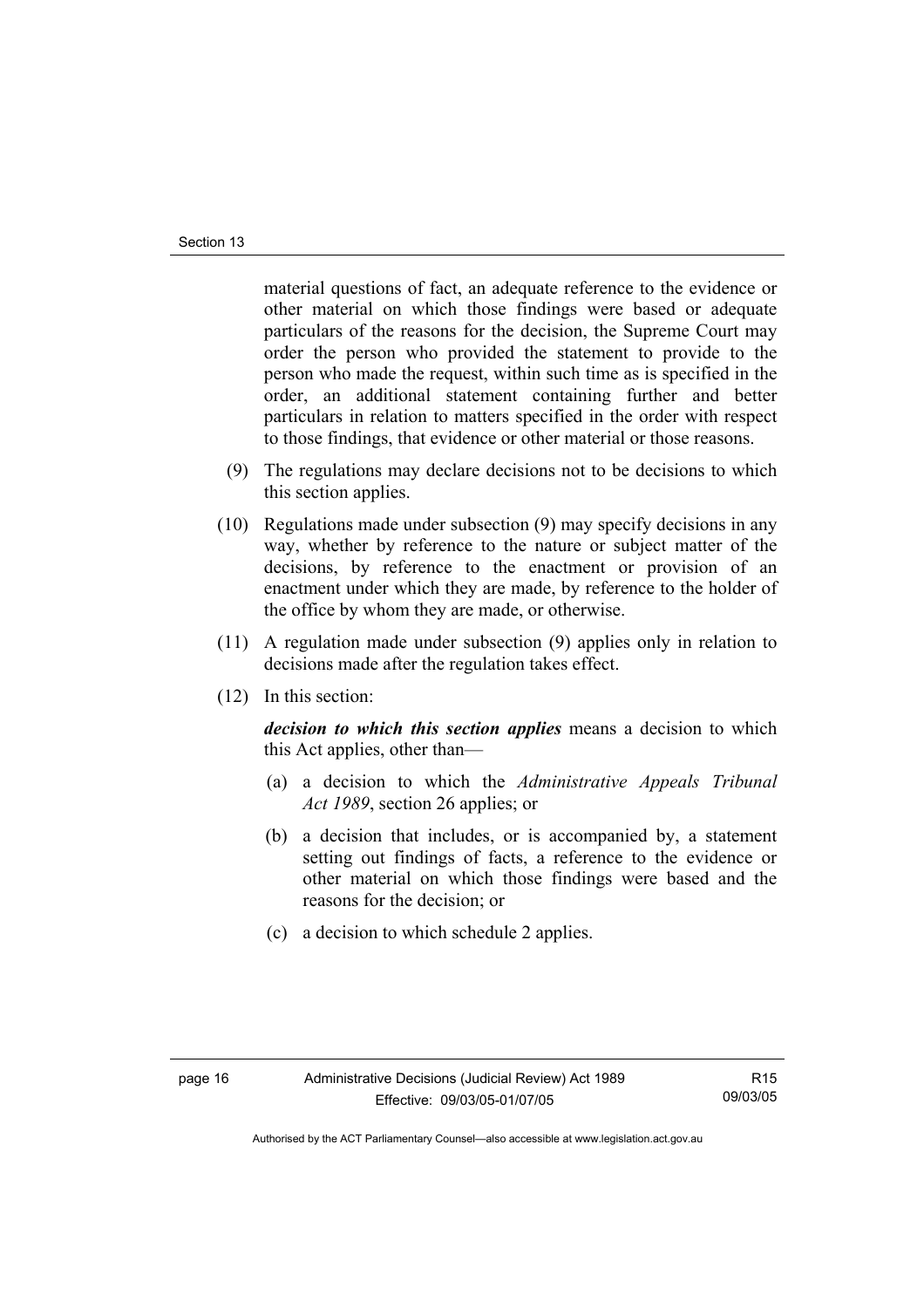material questions of fact, an adequate reference to the evidence or other material on which those findings were based or adequate particulars of the reasons for the decision, the Supreme Court may order the person who provided the statement to provide to the person who made the request, within such time as is specified in the order, an additional statement containing further and better particulars in relation to matters specified in the order with respect to those findings, that evidence or other material or those reasons.

(9) The regulations may declare decisions not to be decisions to which this section applies.

(10) Regulations made under subsection (9) may specify decisions in any way, whether by reference to the nature or subject matter of the decisions, by reference to the enactment or provision of an enactment under which they are made, by reference to the holder of the office by whom they are made, or otherwise.

(11) A regulation made under subsection (9) applies only in relation to decisions made after the regulation takes effect.

(12) In this section:

***decision to which this section applies*** means a decision to which this Act applies, other than—

(a) a decision to which the *Administrative Appeals Tribunal Act 1989*, section 26 applies; or

(b) a decision that includes, or is accompanied by, a statement setting out findings of facts, a reference to the evidence or other material on which those findings were based and the reasons for the decision; or

(c) a decision to which schedule 2 applies.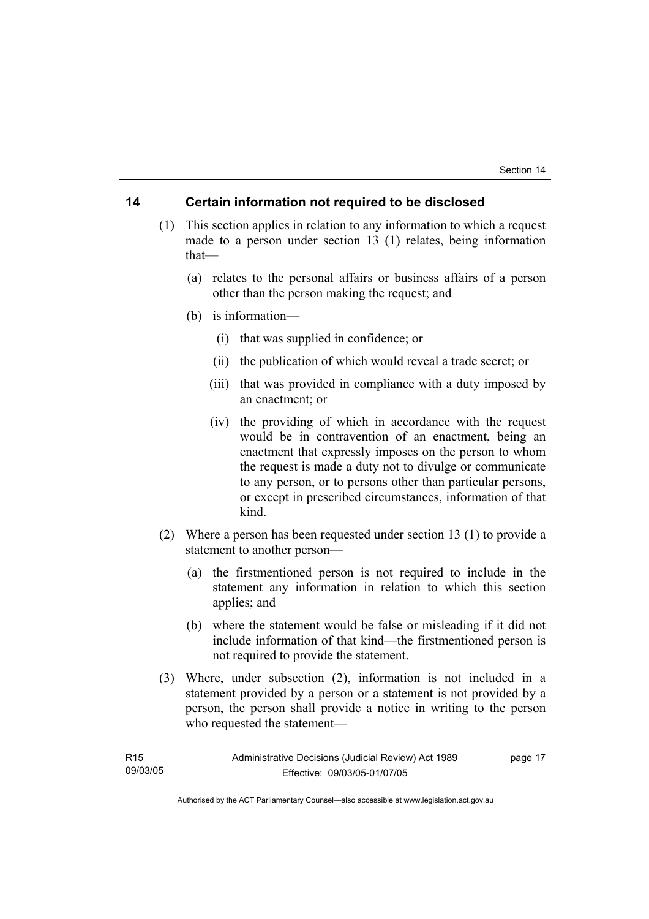## 14 Certain information not required to be disclosed

(1) This section applies in relation to any information to which a request made to a person under section 13 (1) relates, being information that—

(a) relates to the personal affairs or business affairs of a person other than the person making the request; and

(b) is information—

(i) that was supplied in confidence; or

(ii) the publication of which would reveal a trade secret; or

(iii) that was provided in compliance with a duty imposed by an enactment; or

(iv) the providing of which in accordance with the request would be in contravention of an enactment, being an enactment that expressly imposes on the person to whom the request is made a duty not to divulge or communicate to any person, or to persons other than particular persons, or except in prescribed circumstances, information of that kind.

(2) Where a person has been requested under section 13 (1) to provide a statement to another person—

(a) the firstmentioned person is not required to include in the statement any information in relation to which this section applies; and

(b) where the statement would be false or misleading if it did not include information of that kind—the firstmentioned person is not required to provide the statement.

(3) Where, under subsection (2), information is not included in a statement provided by a person or a statement is not provided by a person, the person shall provide a notice in writing to the person who requested the statement—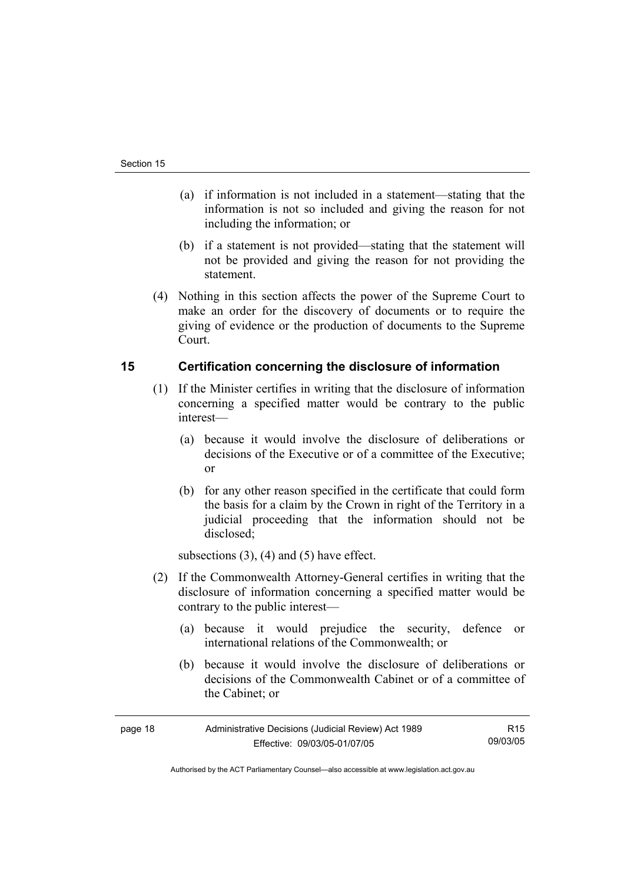(a) if information is not included in a statement—stating that the information is not so included and giving the reason for not including the information; or

(b) if a statement is not provided—stating that the statement will not be provided and giving the reason for not providing the statement.

(4) Nothing in this section affects the power of the Supreme Court to make an order for the discovery of documents or to require the giving of evidence or the production of documents to the Supreme Court.

## 15 Certification concerning the disclosure of information

(1) If the Minister certifies in writing that the disclosure of information concerning a specified matter would be contrary to the public interest—

(a) because it would involve the disclosure of deliberations or decisions of the Executive or of a committee of the Executive; or

(b) for any other reason specified in the certificate that could form the basis for a claim by the Crown in right of the Territory in a judicial proceeding that the information should not be disclosed;

subsections (3), (4) and (5) have effect.

(2) If the Commonwealth Attorney-General certifies in writing that the disclosure of information concerning a specified matter would be contrary to the public interest—

(a) because it would prejudice the security, defence or international relations of the Commonwealth; or

(b) because it would involve the disclosure of deliberations or decisions of the Commonwealth Cabinet or of a committee of the Cabinet; or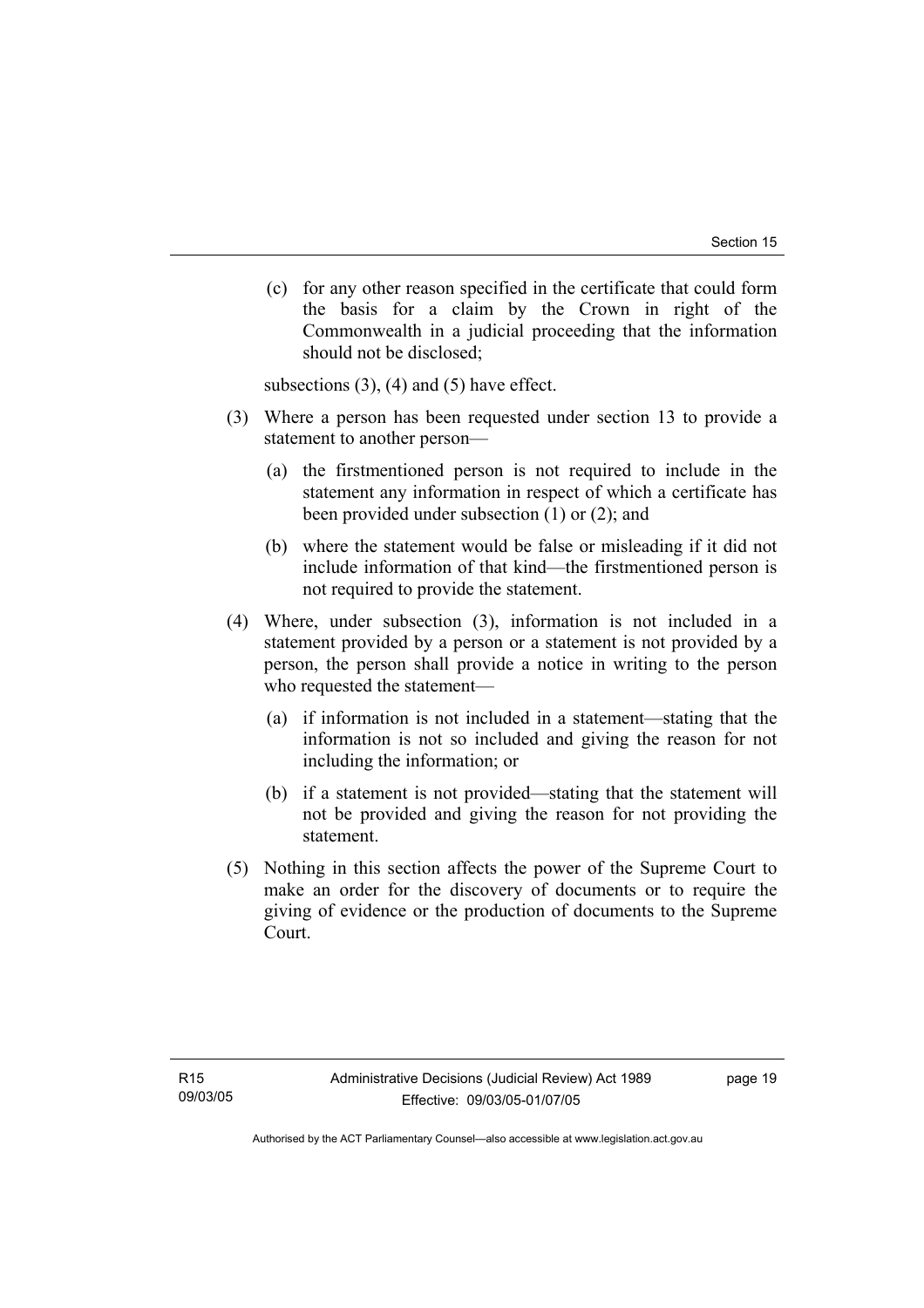(c) for any other reason specified in the certificate that could form the basis for a claim by the Crown in right of the Commonwealth in a judicial proceeding that the information should not be disclosed;

subsections (3), (4) and (5) have effect.

(3) Where a person has been requested under section 13 to provide a statement to another person—

(a) the firstmentioned person is not required to include in the statement any information in respect of which a certificate has been provided under subsection (1) or (2); and

(b) where the statement would be false or misleading if it did not include information of that kind—the firstmentioned person is not required to provide the statement.

(4) Where, under subsection (3), information is not included in a statement provided by a person or a statement is not provided by a person, the person shall provide a notice in writing to the person who requested the statement—

(a) if information is not included in a statement—stating that the information is not so included and giving the reason for not including the information; or

(b) if a statement is not provided—stating that the statement will not be provided and giving the reason for not providing the statement.

(5) Nothing in this section affects the power of the Supreme Court to make an order for the discovery of documents or to require the giving of evidence or the production of documents to the Supreme Court.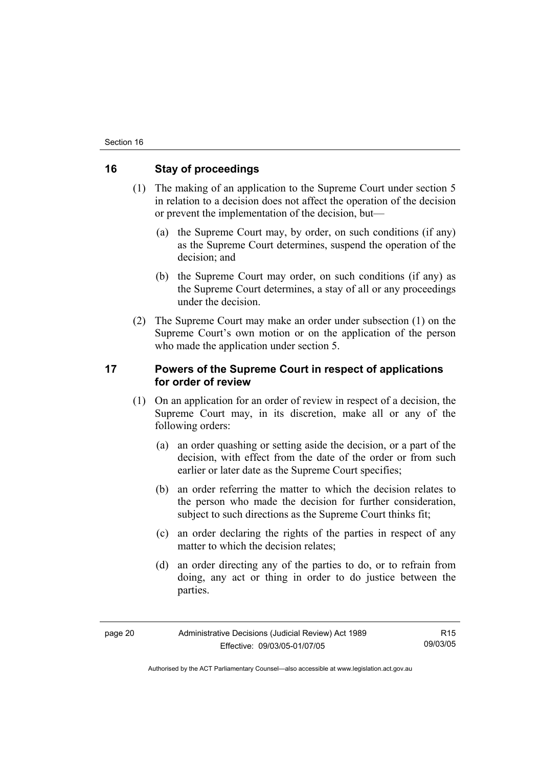## 16 Stay of proceedings

(1) The making of an application to the Supreme Court under section 5 in relation to a decision does not affect the operation of the decision or prevent the implementation of the decision, but—

(a) the Supreme Court may, by order, on such conditions (if any) as the Supreme Court determines, suspend the operation of the decision; and

(b) the Supreme Court may order, on such conditions (if any) as the Supreme Court determines, a stay of all or any proceedings under the decision.

(2) The Supreme Court may make an order under subsection (1) on the Supreme Court's own motion or on the application of the person who made the application under section 5.

## 17 Powers of the Supreme Court in respect of applications for order of review

(1) On an application for an order of review in respect of a decision, the Supreme Court may, in its discretion, make all or any of the following orders:

(a) an order quashing or setting aside the decision, or a part of the decision, with effect from the date of the order or from such earlier or later date as the Supreme Court specifies;

(b) an order referring the matter to which the decision relates to the person who made the decision for further consideration, subject to such directions as the Supreme Court thinks fit;

(c) an order declaring the rights of the parties in respect of any matter to which the decision relates;

(d) an order directing any of the parties to do, or to refrain from doing, any act or thing in order to do justice between the parties.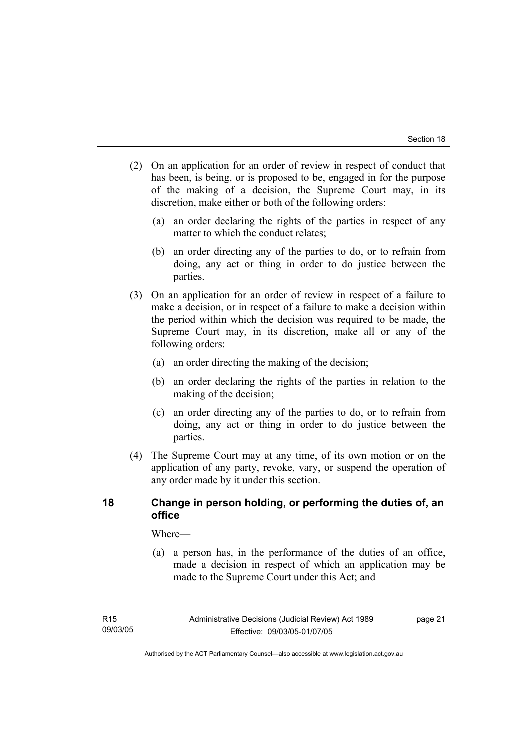(2) On an application for an order of review in respect of conduct that has been, is being, or is proposed to be, engaged in for the purpose of the making of a decision, the Supreme Court may, in its discretion, make either or both of the following orders:

   (a) an order declaring the rights of the parties in respect of any matter to which the conduct relates;

   (b) an order directing any of the parties to do, or to refrain from doing, any act or thing in order to do justice between the parties.

(3) On an application for an order of review in respect of a failure to make a decision, or in respect of a failure to make a decision within the period within which the decision was required to be made, the Supreme Court may, in its discretion, make all or any of the following orders:

   (a) an order directing the making of the decision;

   (b) an order declaring the rights of the parties in relation to the making of the decision;

   (c) an order directing any of the parties to do, or to refrain from doing, any act or thing in order to do justice between the parties.

(4) The Supreme Court may at any time, of its own motion or on the application of any party, revoke, vary, or suspend the operation of any order made by it under this section.

## 18 Change in person holding, or performing the duties of, an office

Where—

   (a) a person has, in the performance of the duties of an office, made a decision in respect of which an application may be made to the Supreme Court under this Act; and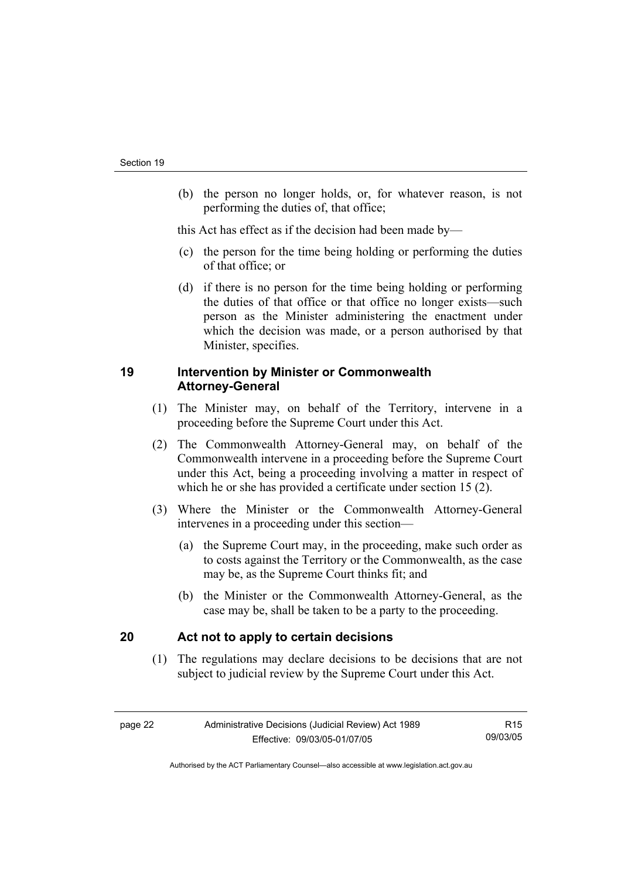(b) the person no longer holds, or, for whatever reason, is not performing the duties of, that office;

this Act has effect as if the decision had been made by—

(c) the person for the time being holding or performing the duties of that office; or

(d) if there is no person for the time being holding or performing the duties of that office or that office no longer exists—such person as the Minister administering the enactment under which the decision was made, or a person authorised by that Minister, specifies.

## 19 Intervention by Minister or Commonwealth Attorney-General

(1) The Minister may, on behalf of the Territory, intervene in a proceeding before the Supreme Court under this Act.

(2) The Commonwealth Attorney-General may, on behalf of the Commonwealth intervene in a proceeding before the Supreme Court under this Act, being a proceeding involving a matter in respect of which he or she has provided a certificate under section 15 (2).

(3) Where the Minister or the Commonwealth Attorney-General intervenes in a proceeding under this section—

(a) the Supreme Court may, in the proceeding, make such order as to costs against the Territory or the Commonwealth, as the case may be, as the Supreme Court thinks fit; and

(b) the Minister or the Commonwealth Attorney-General, as the case may be, shall be taken to be a party to the proceeding.

## 20 Act not to apply to certain decisions

(1) The regulations may declare decisions to be decisions that are not subject to judicial review by the Supreme Court under this Act.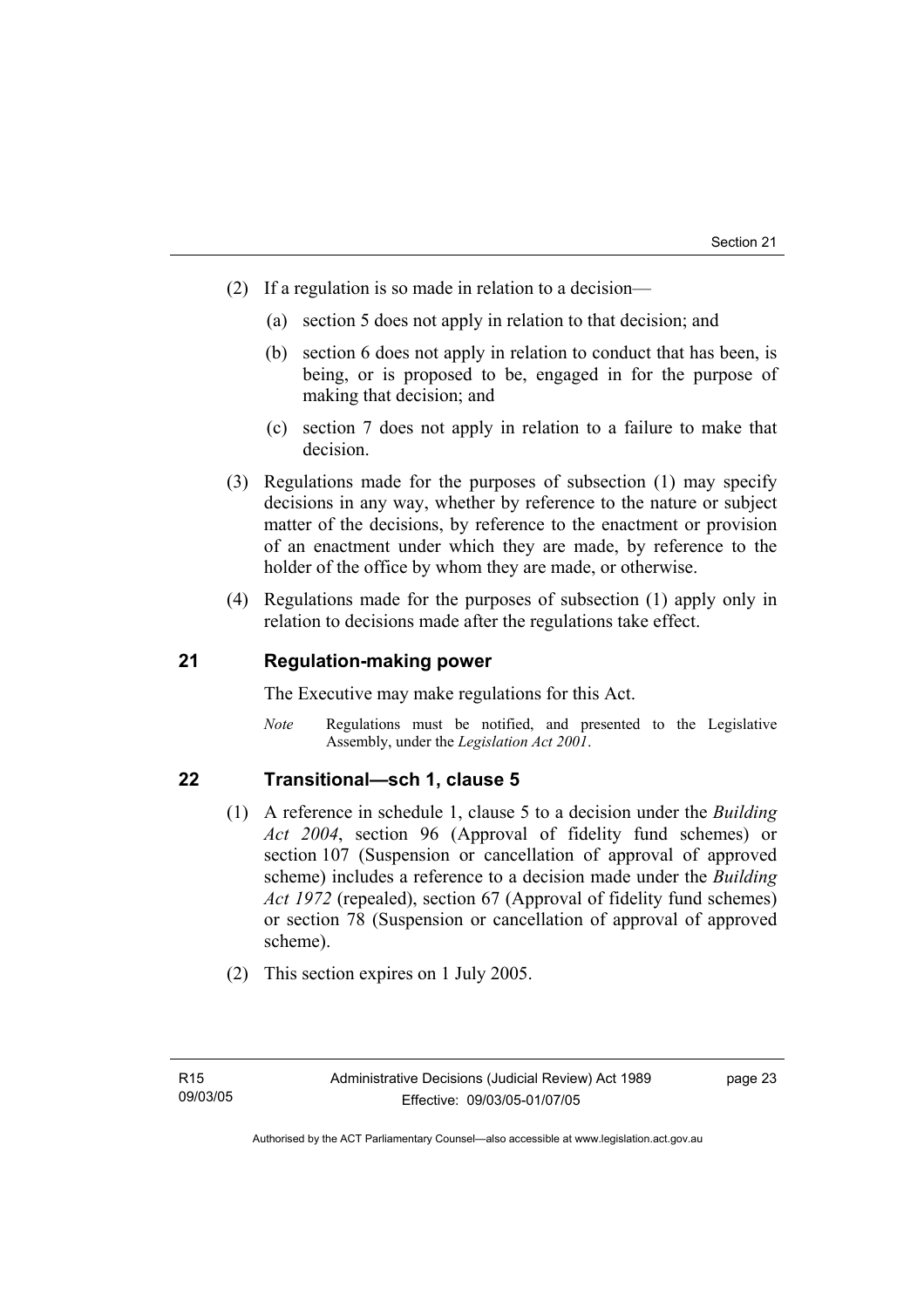(2) If a regulation is so made in relation to a decision—

(a) section 5 does not apply in relation to that decision; and

(b) section 6 does not apply in relation to conduct that has been, is being, or is proposed to be, engaged in for the purpose of making that decision; and

(c) section 7 does not apply in relation to a failure to make that decision.

(3) Regulations made for the purposes of subsection (1) may specify decisions in any way, whether by reference to the nature or subject matter of the decisions, by reference to the enactment or provision of an enactment under which they are made, by reference to the holder of the office by whom they are made, or otherwise.

(4) Regulations made for the purposes of subsection (1) apply only in relation to decisions made after the regulations take effect.

## 21 Regulation-making power

The Executive may make regulations for this Act.

*Note* Regulations must be notified, and presented to the Legislative Assembly, under the *Legislation Act 2001*.

## 22 Transitional—sch 1, clause 5

(1) A reference in schedule 1, clause 5 to a decision under the *Building Act 2004*, section 96 (Approval of fidelity fund schemes) or section 107 (Suspension or cancellation of approval of approved scheme) includes a reference to a decision made under the *Building Act 1972* (repealed), section 67 (Approval of fidelity fund schemes) or section 78 (Suspension or cancellation of approval of approved scheme).

(2) This section expires on 1 July 2005.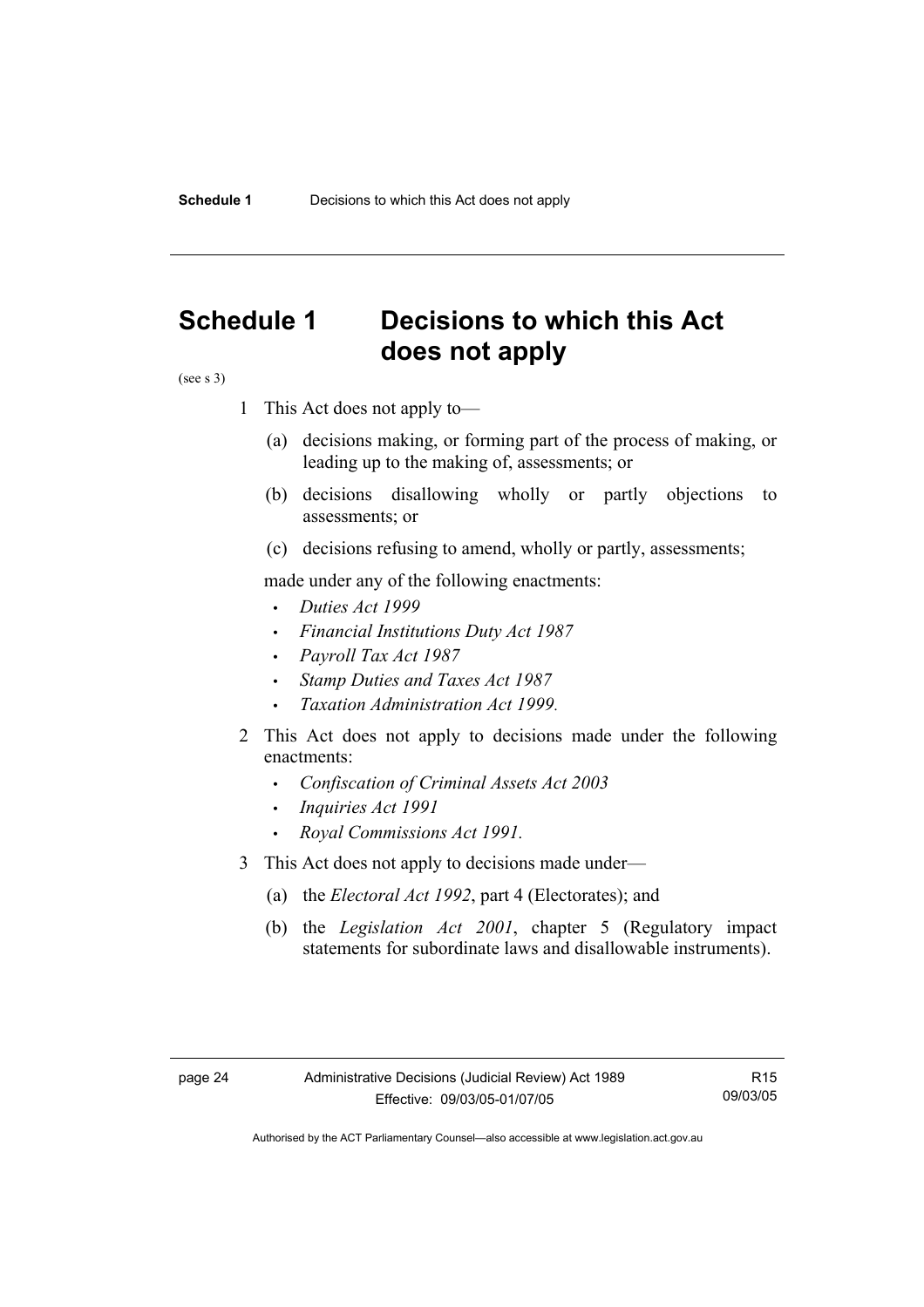# Schedule 1 Decisions to which this Act does not apply

(see s 3)

1 This Act does not apply to—

(a) decisions making, or forming part of the process of making, or leading up to the making of, assessments; or

(b) decisions disallowing wholly or partly objections to assessments; or

(c) decisions refusing to amend, wholly or partly, assessments;

made under any of the following enactments:

- *Duties Act 1999*
- *Financial Institutions Duty Act 1987*
- *Payroll Tax Act 1987*
- *Stamp Duties and Taxes Act 1987*
- *Taxation Administration Act 1999.*

2 This Act does not apply to decisions made under the following enactments:

- *Confiscation of Criminal Assets Act 2003*
- *Inquiries Act 1991*
- *Royal Commissions Act 1991.*

3 This Act does not apply to decisions made under—

(a) the *Electoral Act 1992*, part 4 (Electorates); and

(b) the *Legislation Act 2001*, chapter 5 (Regulatory impact statements for subordinate laws and disallowable instruments).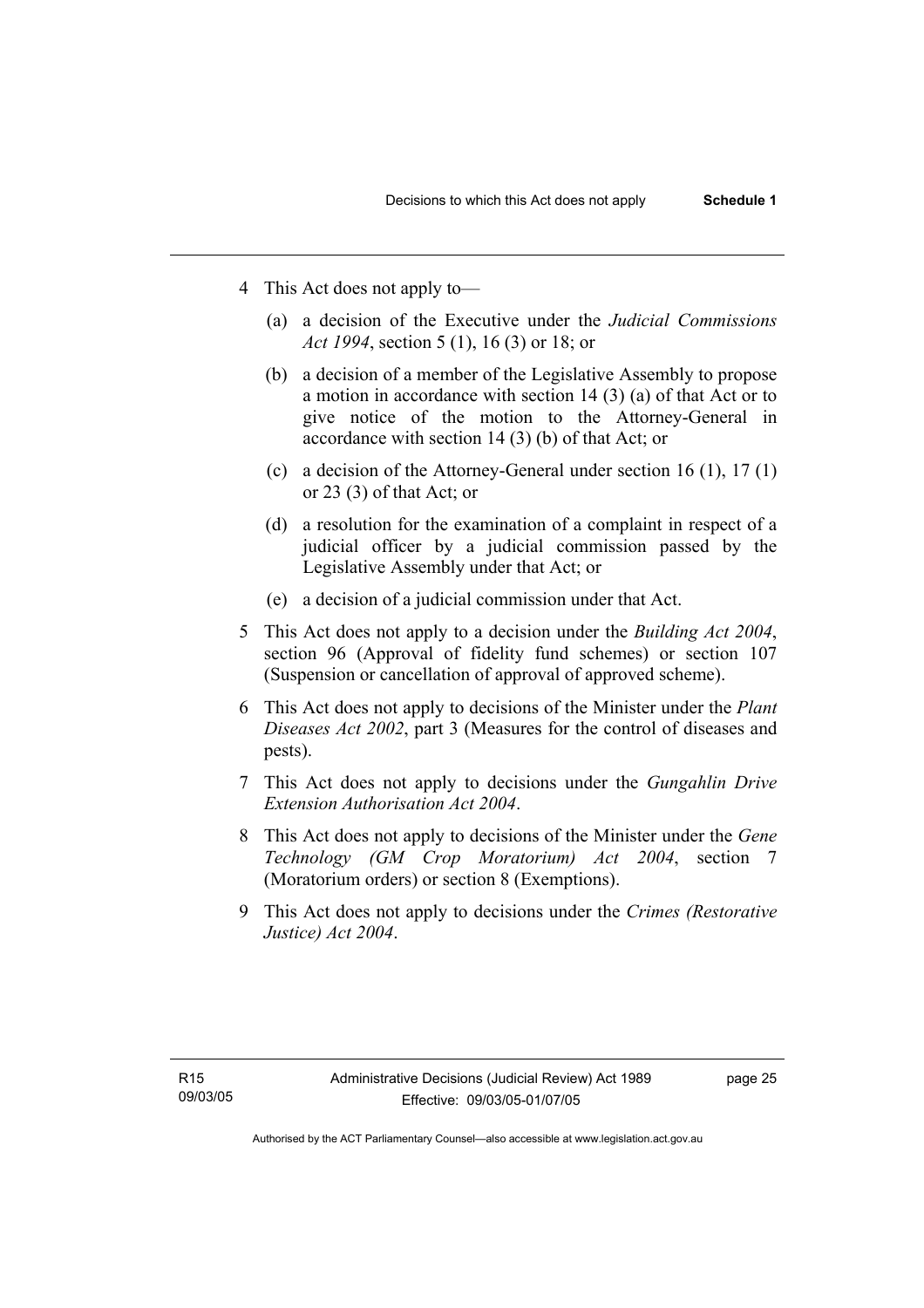4 This Act does not apply to—

   (a) a decision of the Executive under the *Judicial Commissions Act 1994*, section 5 (1), 16 (3) or 18; or

   (b) a decision of a member of the Legislative Assembly to propose a motion in accordance with section 14 (3) (a) of that Act or to give notice of the motion to the Attorney-General in accordance with section 14 (3) (b) of that Act; or

   (c) a decision of the Attorney-General under section 16 (1), 17 (1) or 23 (3) of that Act; or

   (d) a resolution for the examination of a complaint in respect of a judicial officer by a judicial commission passed by the Legislative Assembly under that Act; or

   (e) a decision of a judicial commission under that Act.

5 This Act does not apply to a decision under the *Building Act 2004*, section 96 (Approval of fidelity fund schemes) or section 107 (Suspension or cancellation of approval of approved scheme).

6 This Act does not apply to decisions of the Minister under the *Plant Diseases Act 2002*, part 3 (Measures for the control of diseases and pests).

7 This Act does not apply to decisions under the *Gungahlin Drive Extension Authorisation Act 2004*.

8 This Act does not apply to decisions of the Minister under the *Gene Technology (GM Crop Moratorium) Act 2004*, section 7 (Moratorium orders) or section 8 (Exemptions).

9 This Act does not apply to decisions under the *Crimes (Restorative Justice) Act 2004*.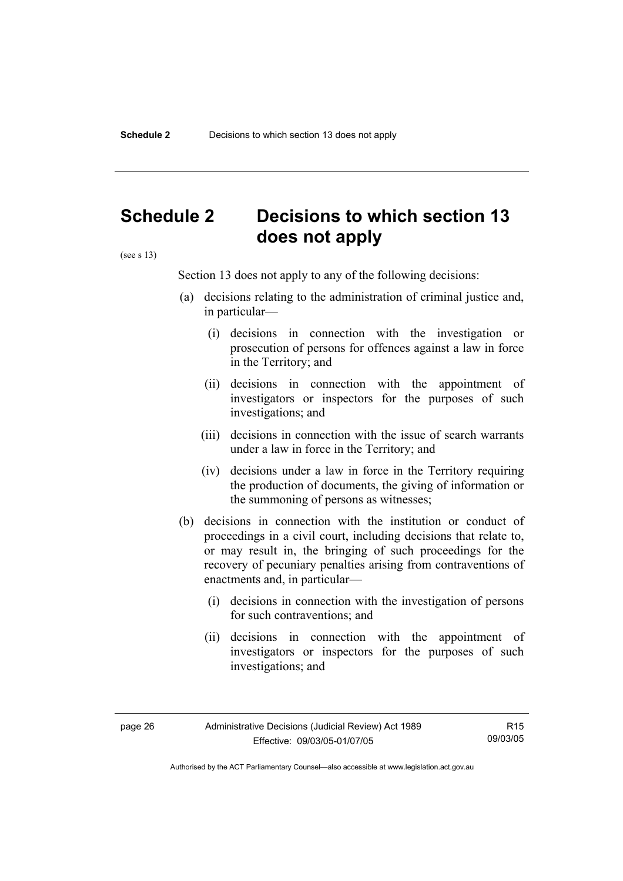# Schedule 2 Decisions to which section 13 does not apply

(see s 13)

Section 13 does not apply to any of the following decisions:

(a) decisions relating to the administration of criminal justice and, in particular—

  (i) decisions in connection with the investigation or prosecution of persons for offences against a law in force in the Territory; and

  (ii) decisions in connection with the appointment of investigators or inspectors for the purposes of such investigations; and

  (iii) decisions in connection with the issue of search warrants under a law in force in the Territory; and

  (iv) decisions under a law in force in the Territory requiring the production of documents, the giving of information or the summoning of persons as witnesses;

(b) decisions in connection with the institution or conduct of proceedings in a civil court, including decisions that relate to, or may result in, the bringing of such proceedings for the recovery of pecuniary penalties arising from contraventions of enactments and, in particular—

  (i) decisions in connection with the investigation of persons for such contraventions; and

  (ii) decisions in connection with the appointment of investigators or inspectors for the purposes of such investigations; and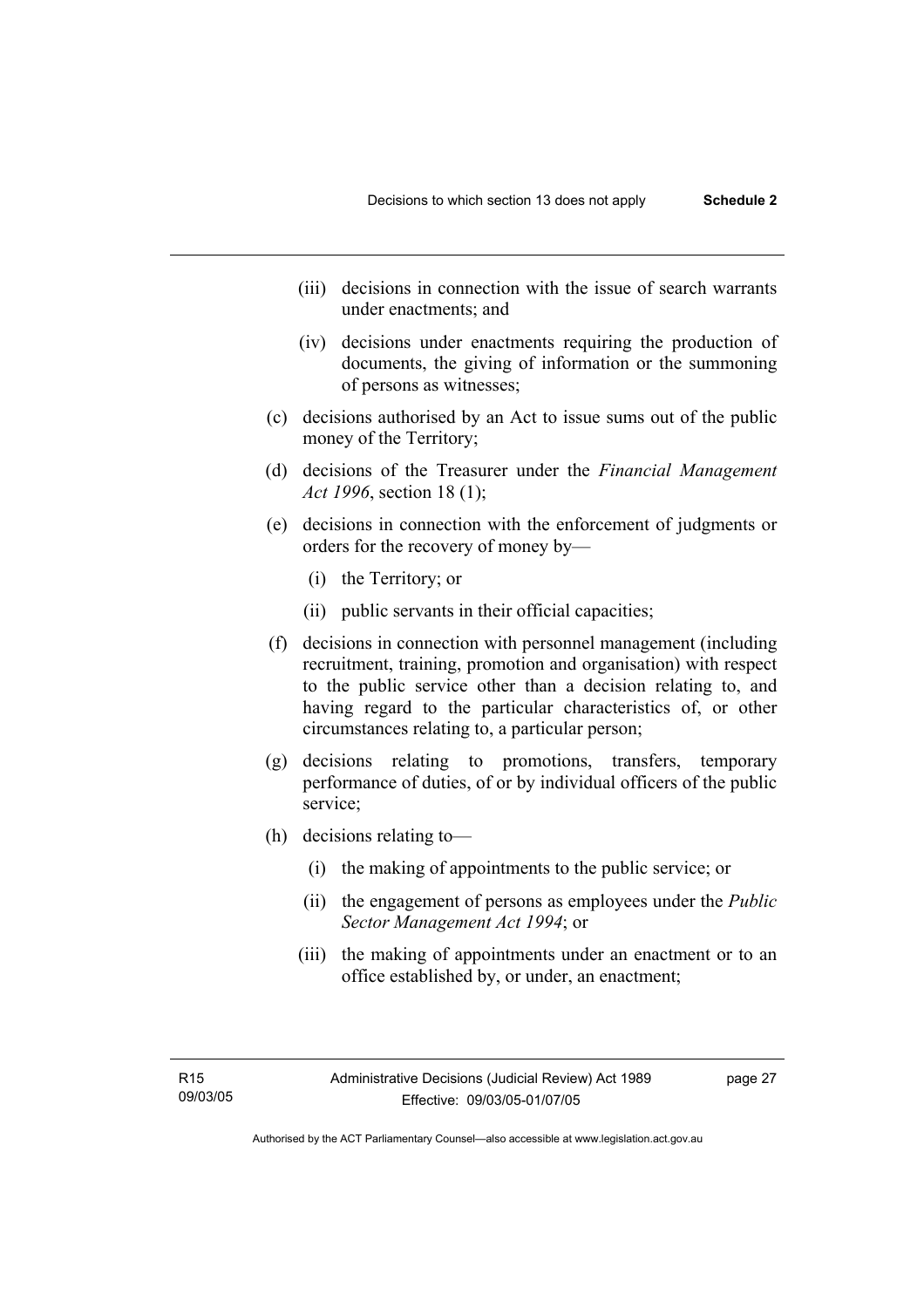(iii) decisions in connection with the issue of search warrants under enactments; and

(iv) decisions under enactments requiring the production of documents, the giving of information or the summoning of persons as witnesses;

(c) decisions authorised by an Act to issue sums out of the public money of the Territory;

(d) decisions of the Treasurer under the *Financial Management Act 1996*, section 18 (1);

(e) decisions in connection with the enforcement of judgments or orders for the recovery of money by—

(i) the Territory; or

(ii) public servants in their official capacities;

(f) decisions in connection with personnel management (including recruitment, training, promotion and organisation) with respect to the public service other than a decision relating to, and having regard to the particular characteristics of, or other circumstances relating to, a particular person;

(g) decisions relating to promotions, transfers, temporary performance of duties, of or by individual officers of the public service;

(h) decisions relating to—

(i) the making of appointments to the public service; or

(ii) the engagement of persons as employees under the *Public Sector Management Act 1994*; or

(iii) the making of appointments under an enactment or to an office established by, or under, an enactment;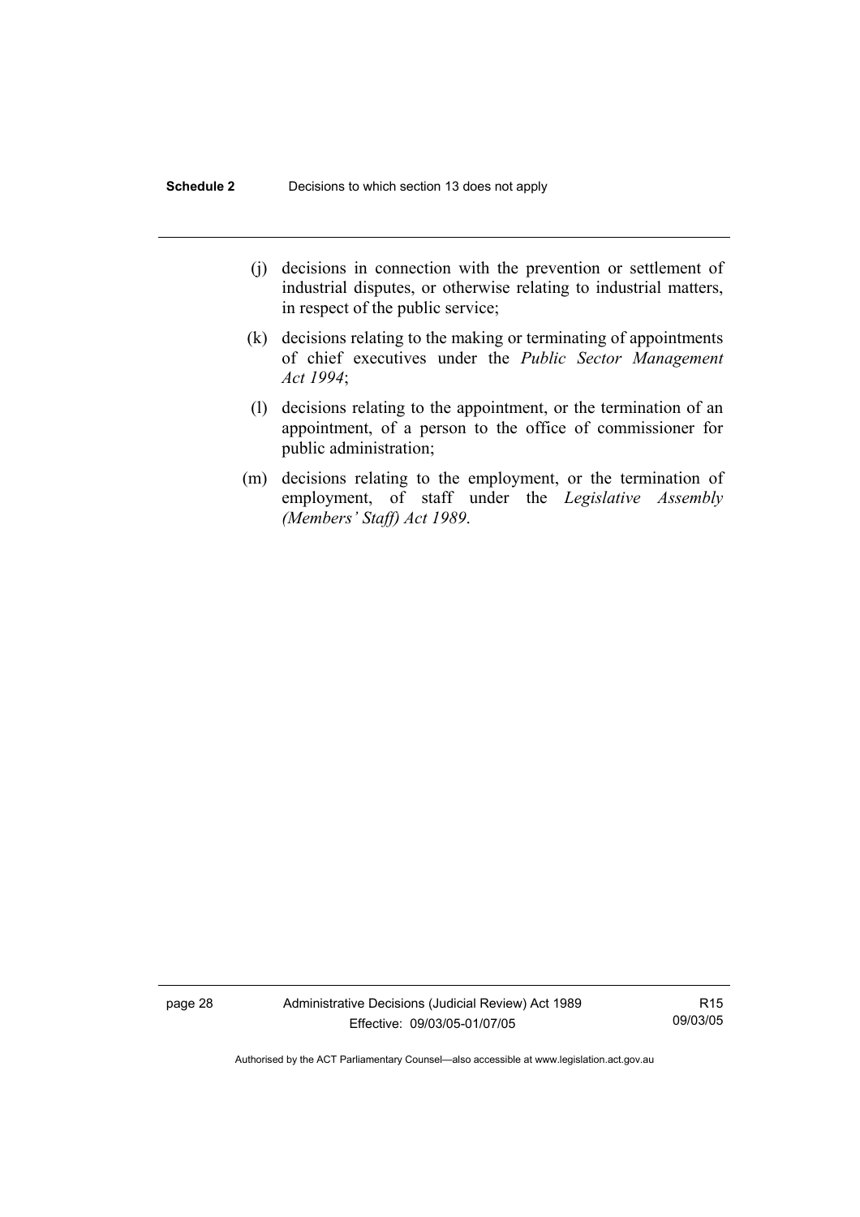(j) decisions in connection with the prevention or settlement of industrial disputes, or otherwise relating to industrial matters, in respect of the public service;

(k) decisions relating to the making or terminating of appointments of chief executives under the *Public Sector Management Act 1994*;

(l) decisions relating to the appointment, or the termination of an appointment, of a person to the office of commissioner for public administration;

(m) decisions relating to the employment, or the termination of employment, of staff under the *Legislative Assembly (Members' Staff) Act 1989*.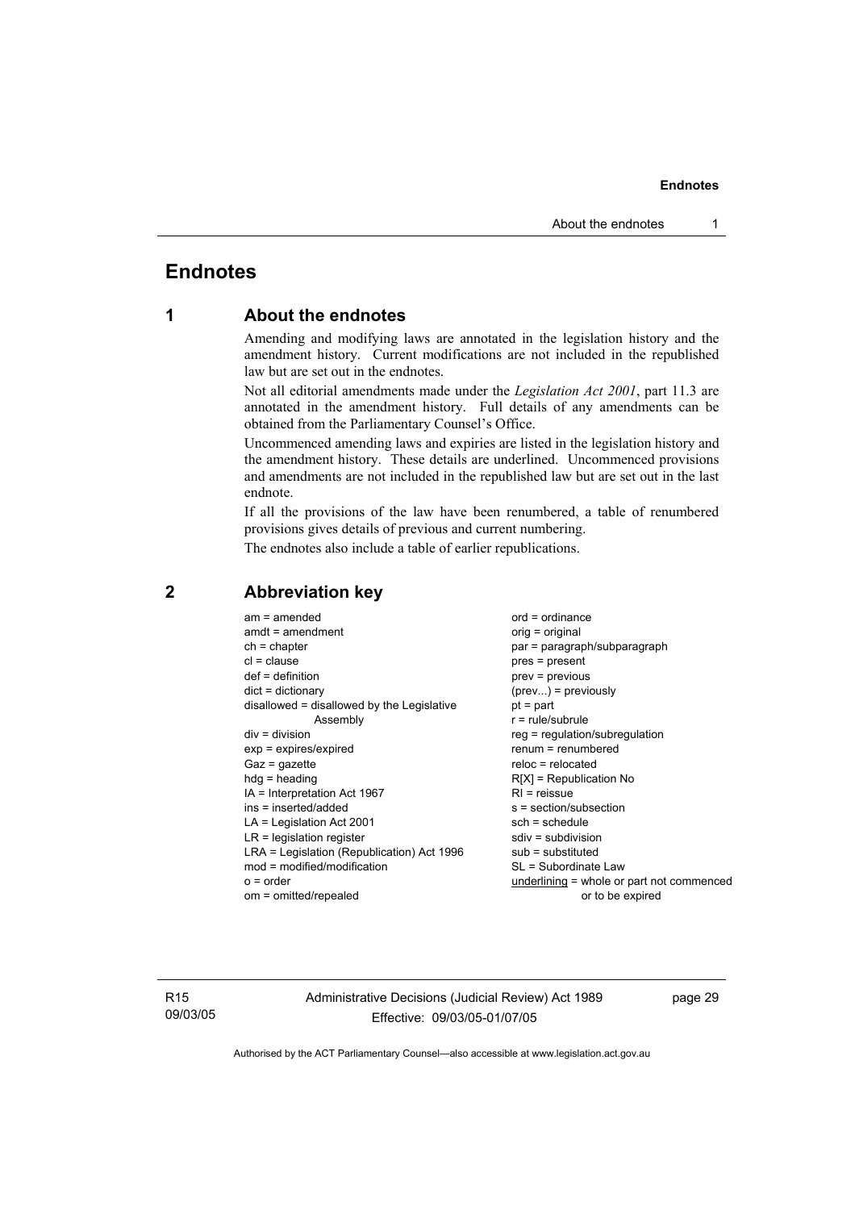# Endnotes

## 1 About the endnotes

Amending and modifying laws are annotated in the legislation history and the amendment history. Current modifications are not included in the republished law but are set out in the endnotes.

Not all editorial amendments made under the *Legislation Act 2001*, part 11.3 are annotated in the amendment history. Full details of any amendments can be obtained from the Parliamentary Counsel's Office.

Uncommenced amending laws and expiries are listed in the legislation history and the amendment history. These details are underlined. Uncommenced provisions and amendments are not included in the republished law but are set out in the last endnote.

If all the provisions of the law have been renumbered, a table of renumbered provisions gives details of previous and current numbering.

The endnotes also include a table of earlier republications.

## 2 Abbreviation key

am = amended
amdt = amendment
ch = chapter
cl = clause
def = definition
dict = dictionary
disallowed = disallowed by the Legislative Assembly
div = division
exp = expires/expired
Gaz = gazette
hdg = heading
IA = Interpretation Act 1967
ins = inserted/added
LA = Legislation Act 2001
LR = legislation register
LRA = Legislation (Republication) Act 1996
mod = modified/modification
o = order
om = omitted/repealed
ord = ordinance
orig = original
par = paragraph/subparagraph
pres = present
prev = previous
(prev...) = previously
pt = part
r = rule/subrule
reg = regulation/subregulation
renum = renumbered
reloc = relocated
R[X] = Republication No
RI = reissue
s = section/subsection
sch = schedule
sdiv = subdivision
sub = substituted
SL = Subordinate Law
underlining = whole or part not commenced or to be expired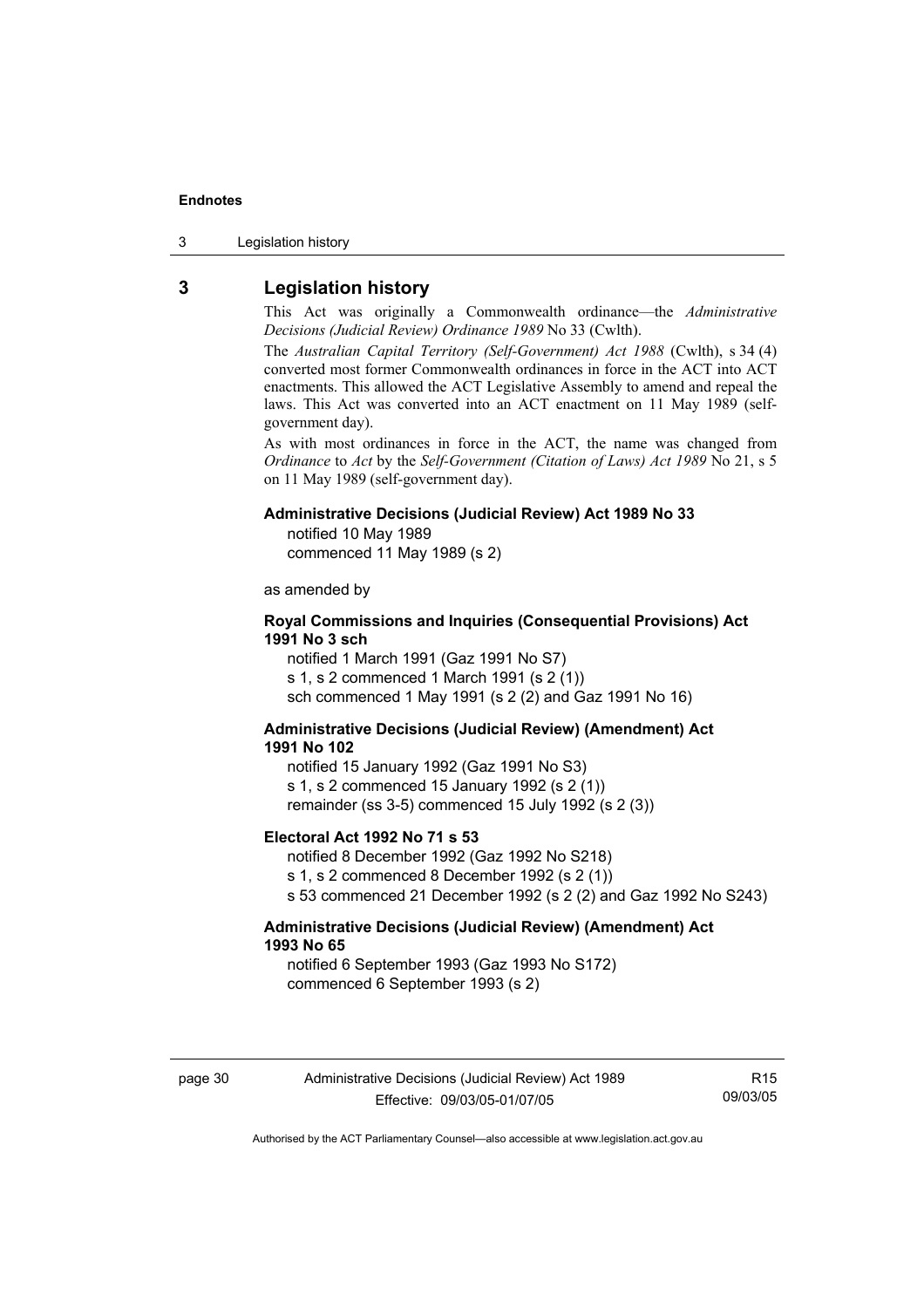## 3 Legislation history

This Act was originally a Commonwealth ordinance—the *Administrative Decisions (Judicial Review) Ordinance 1989* No 33 (Cwlth).

The *Australian Capital Territory (Self-Government) Act 1988* (Cwlth), s 34 (4) converted most former Commonwealth ordinances in force in the ACT into ACT enactments. This allowed the ACT Legislative Assembly to amend and repeal the laws. This Act was converted into an ACT enactment on 11 May 1989 (self-government day).

As with most ordinances in force in the ACT, the name was changed from *Ordinance* to *Act* by the *Self-Government (Citation of Laws) Act 1989* No 21, s 5 on 11 May 1989 (self-government day).

**Administrative Decisions (Judicial Review) Act 1989 No 33**

notified 10 May 1989
commenced 11 May 1989 (s 2)

as amended by

**Royal Commissions and Inquiries (Consequential Provisions) Act 1991 No 3 sch**

notified 1 March 1991 (Gaz 1991 No S7)
s 1, s 2 commenced 1 March 1991 (s 2 (1))
sch commenced 1 May 1991 (s 2 (2) and Gaz 1991 No 16)

**Administrative Decisions (Judicial Review) (Amendment) Act 1991 No 102**

notified 15 January 1992 (Gaz 1991 No S3)
s 1, s 2 commenced 15 January 1992 (s 2 (1))
remainder (ss 3-5) commenced 15 July 1992 (s 2 (3))

**Electoral Act 1992 No 71 s 53**

notified 8 December 1992 (Gaz 1992 No S218)
s 1, s 2 commenced 8 December 1992 (s 2 (1))
s 53 commenced 21 December 1992 (s 2 (2) and Gaz 1992 No S243)

**Administrative Decisions (Judicial Review) (Amendment) Act 1993 No 65**

notified 6 September 1993 (Gaz 1993 No S172)
commenced 6 September 1993 (s 2)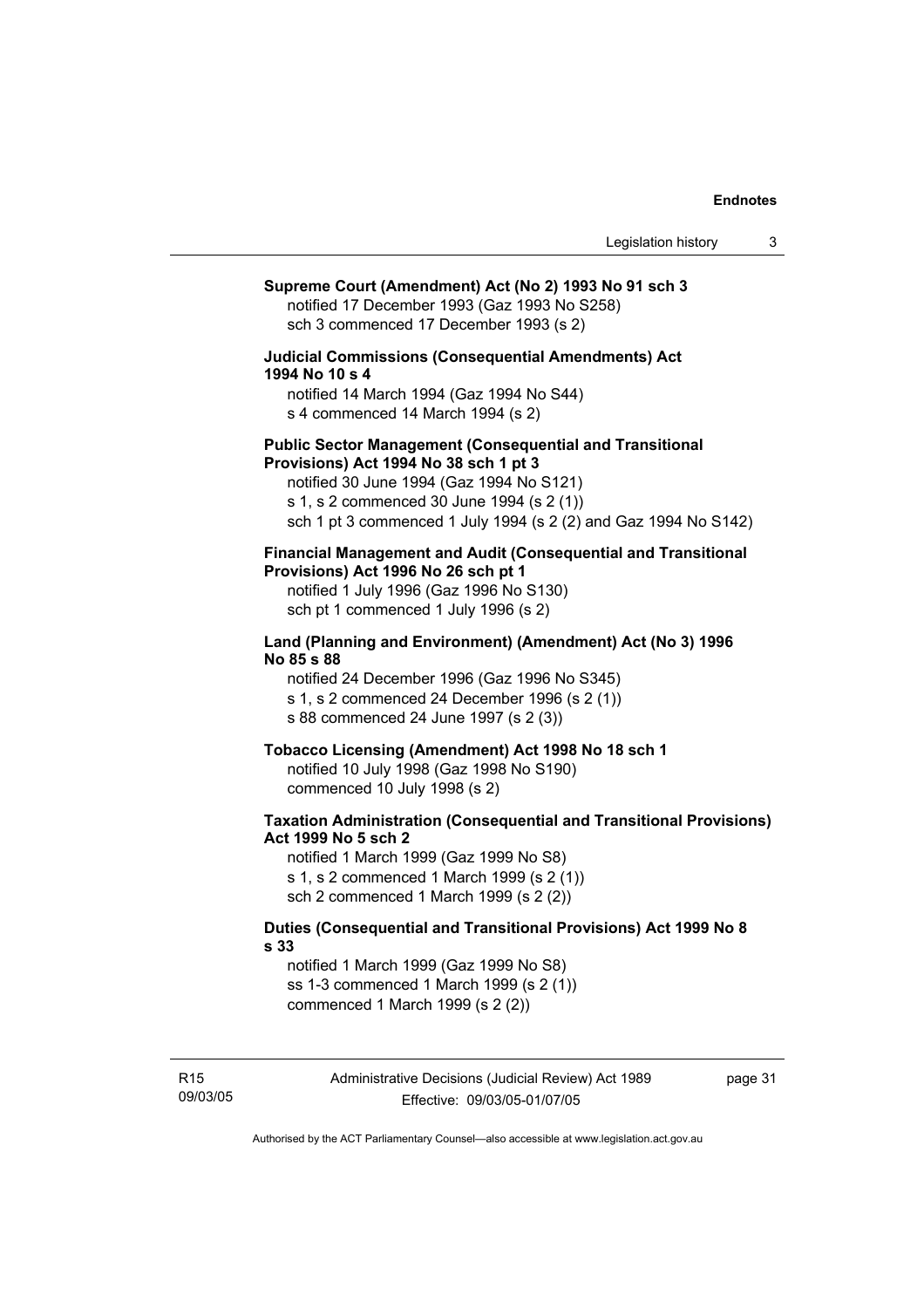**Supreme Court (Amendment) Act (No 2) 1993 No 91 sch 3**

notified 17 December 1993 (Gaz 1993 No S258)
sch 3 commenced 17 December 1993 (s 2)

**Judicial Commissions (Consequential Amendments) Act 1994 No 10 s 4**

notified 14 March 1994 (Gaz 1994 No S44)
s 4 commenced 14 March 1994 (s 2)

**Public Sector Management (Consequential and Transitional Provisions) Act 1994 No 38 sch 1 pt 3**

notified 30 June 1994 (Gaz 1994 No S121)
s 1, s 2 commenced 30 June 1994 (s 2 (1))
sch 1 pt 3 commenced 1 July 1994 (s 2 (2) and Gaz 1994 No S142)

**Financial Management and Audit (Consequential and Transitional Provisions) Act 1996 No 26 sch pt 1**

notified 1 July 1996 (Gaz 1996 No S130)
sch pt 1 commenced 1 July 1996 (s 2)

**Land (Planning and Environment) (Amendment) Act (No 3) 1996 No 85 s 88**

notified 24 December 1996 (Gaz 1996 No S345)
s 1, s 2 commenced 24 December 1996 (s 2 (1))
s 88 commenced 24 June 1997 (s 2 (3))

**Tobacco Licensing (Amendment) Act 1998 No 18 sch 1**

notified 10 July 1998 (Gaz 1998 No S190)
commenced 10 July 1998 (s 2)

**Taxation Administration (Consequential and Transitional Provisions) Act 1999 No 5 sch 2**

notified 1 March 1999 (Gaz 1999 No S8)
s 1, s 2 commenced 1 March 1999 (s 2 (1))
sch 2 commenced 1 March 1999 (s 2 (2))

**Duties (Consequential and Transitional Provisions) Act 1999 No 8 s 33**

notified 1 March 1999 (Gaz 1999 No S8)
ss 1-3 commenced 1 March 1999 (s 2 (1))
commenced 1 March 1999 (s 2 (2))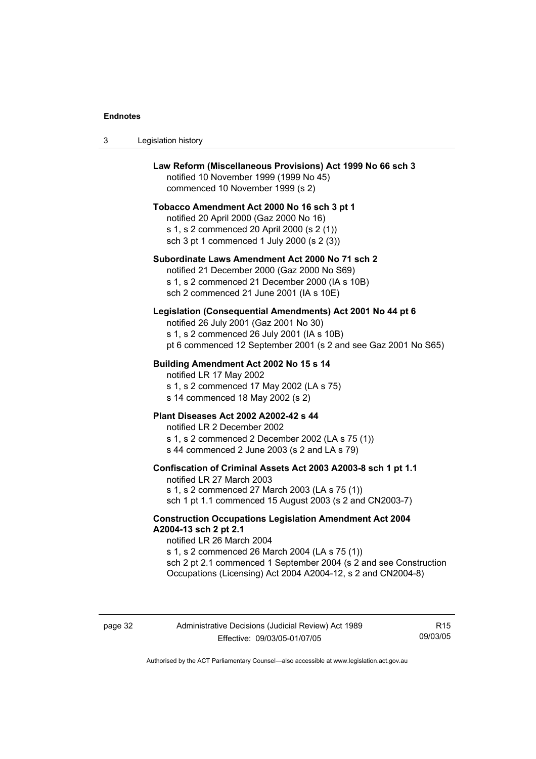**Law Reform (Miscellaneous Provisions) Act 1999 No 66 sch 3**
notified 10 November 1999 (1999 No 45)
commenced 10 November 1999 (s 2)

**Tobacco Amendment Act 2000 No 16 sch 3 pt 1**
notified 20 April 2000 (Gaz 2000 No 16)
s 1, s 2 commenced 20 April 2000 (s 2 (1))
sch 3 pt 1 commenced 1 July 2000 (s 2 (3))

**Subordinate Laws Amendment Act 2000 No 71 sch 2**
notified 21 December 2000 (Gaz 2000 No S69)
s 1, s 2 commenced 21 December 2000 (IA s 10B)
sch 2 commenced 21 June 2001 (IA s 10E)

**Legislation (Consequential Amendments) Act 2001 No 44 pt 6**
notified 26 July 2001 (Gaz 2001 No 30)
s 1, s 2 commenced 26 July 2001 (IA s 10B)
pt 6 commenced 12 September 2001 (s 2 and see Gaz 2001 No S65)

**Building Amendment Act 2002 No 15 s 14**
notified LR 17 May 2002
s 1, s 2 commenced 17 May 2002 (LA s 75)
s 14 commenced 18 May 2002 (s 2)

**Plant Diseases Act 2002 A2002-42 s 44**
notified LR 2 December 2002
s 1, s 2 commenced 2 December 2002 (LA s 75 (1))
s 44 commenced 2 June 2003 (s 2 and LA s 79)

**Confiscation of Criminal Assets Act 2003 A2003-8 sch 1 pt 1.1**
notified LR 27 March 2003
s 1, s 2 commenced 27 March 2003 (LA s 75 (1))
sch 1 pt 1.1 commenced 15 August 2003 (s 2 and CN2003-7)

**Construction Occupations Legislation Amendment Act 2004 A2004-13 sch 2 pt 2.1**
notified LR 26 March 2004
s 1, s 2 commenced 26 March 2004 (LA s 75 (1))
sch 2 pt 2.1 commenced 1 September 2004 (s 2 and see Construction Occupations (Licensing) Act 2004 A2004-12, s 2 and CN2004-8)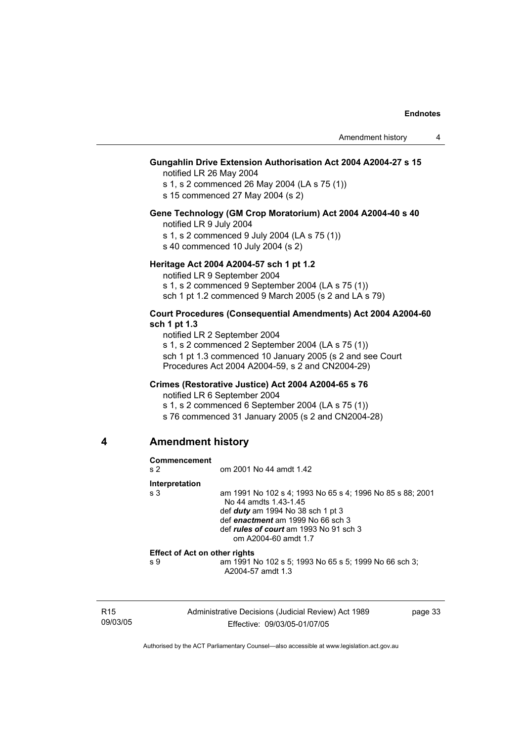**Gungahlin Drive Extension Authorisation Act 2004 A2004-27 s 15**

notified LR 26 May 2004

s 1, s 2 commenced 26 May 2004 (LA s 75 (1))

s 15 commenced 27 May 2004 (s 2)

**Gene Technology (GM Crop Moratorium) Act 2004 A2004-40 s 40**

notified LR 9 July 2004

s 1, s 2 commenced 9 July 2004 (LA s 75 (1))

s 40 commenced 10 July 2004 (s 2)

**Heritage Act 2004 A2004-57 sch 1 pt 1.2**

notified LR 9 September 2004

s 1, s 2 commenced 9 September 2004 (LA s 75 (1))

sch 1 pt 1.2 commenced 9 March 2005 (s 2 and LA s 79)

**Court Procedures (Consequential Amendments) Act 2004 A2004-60 sch 1 pt 1.3**

notified LR 2 September 2004

s 1, s 2 commenced 2 September 2004 (LA s 75 (1))

sch 1 pt 1.3 commenced 10 January 2005 (s 2 and see Court Procedures Act 2004 A2004-59, s 2 and CN2004-29)

**Crimes (Restorative Justice) Act 2004 A2004-65 s 76**

notified LR 6 September 2004

s 1, s 2 commenced 6 September 2004 (LA s 75 (1))

s 76 commenced 31 January 2005 (s 2 and CN2004-28)

## 4 Amendment history

**Commencement**

s 2 — om 2001 No 44 amdt 1.42

**Interpretation**

s 3 — am 1991 No 102 s 4; 1993 No 65 s 4; 1996 No 85 s 88; 2001 No 44 amdts 1.43-1.45

def ***duty*** am 1994 No 38 sch 1 pt 3

def ***enactment*** am 1999 No 66 sch 3

def ***rules of court*** am 1993 No 91 sch 3
  om A2004-60 amdt 1.7

**Effect of Act on other rights**

s 9 — am 1991 No 102 s 5; 1993 No 65 s 5; 1999 No 66 sch 3; A2004-57 amdt 1.3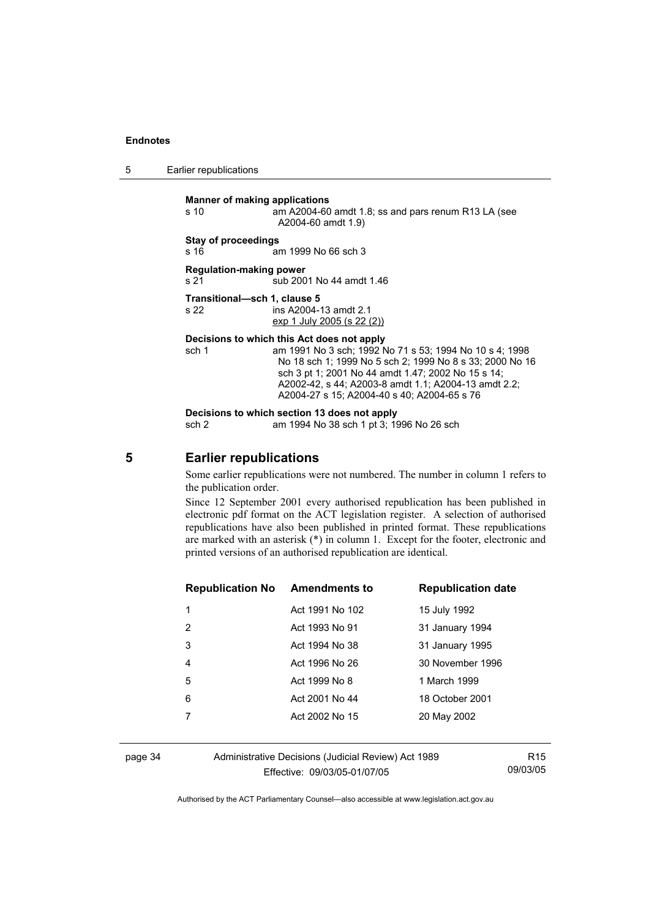**Manner of making applications**
s 10 am A2004-60 amdt 1.8; ss and pars renum R13 LA (see A2004-60 amdt 1.9)

**Stay of proceedings**
s 16 am 1999 No 66 sch 3

**Regulation-making power**
s 21 sub 2001 No 44 amdt 1.46

**Transitional—sch 1, clause 5**
s 22 ins A2004-13 amdt 2.1
exp 1 July 2005 (s 22 (2))

**Decisions to which this Act does not apply**
sch 1 am 1991 No 3 sch; 1992 No 71 s 53; 1994 No 10 s 4; 1998 No 18 sch 1; 1999 No 5 sch 2; 1999 No 8 s 33; 2000 No 16 sch 3 pt 1; 2001 No 44 amdt 1.47; 2002 No 15 s 14; A2002-42, s 44; A2003-8 amdt 1.1; A2004-13 amdt 2.2; A2004-27 s 15; A2004-40 s 40; A2004-65 s 76

**Decisions to which section 13 does not apply**
sch 2 am 1994 No 38 sch 1 pt 3; 1996 No 26 sch

## 5 Earlier republications

Some earlier republications were not numbered. The number in column 1 refers to the publication order.

Since 12 September 2001 every authorised republication has been published in electronic pdf format on the ACT legislation register. A selection of authorised republications have also been published in printed format. These republications are marked with an asterisk (*) in column 1. Except for the footer, electronic and printed versions of an authorised republication are identical.

| Republication No | Amendments to | Republication date |
|---|---|---|
| 1 | Act 1991 No 102 | 15 July 1992 |
| 2 | Act 1993 No 91 | 31 January 1994 |
| 3 | Act 1994 No 38 | 31 January 1995 |
| 4 | Act 1996 No 26 | 30 November 1996 |
| 5 | Act 1999 No 8 | 1 March 1999 |
| 6 | Act 2001 No 44 | 18 October 2001 |
| 7 | Act 2002 No 15 | 20 May 2002 |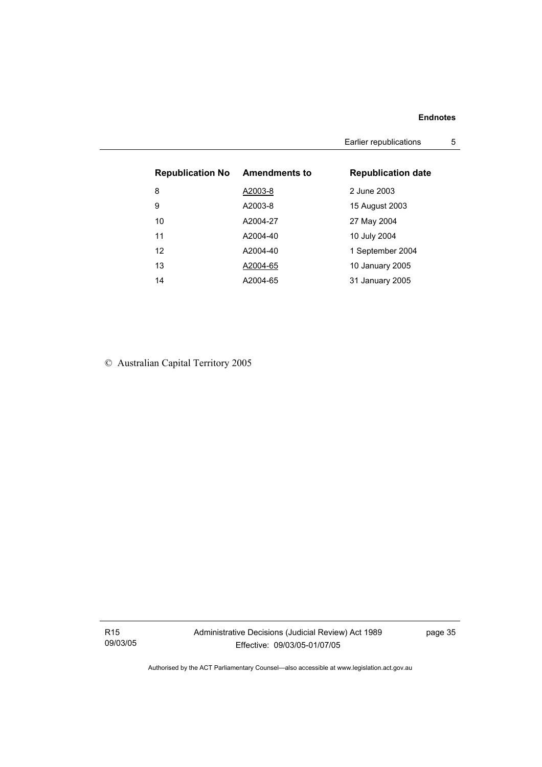| Republication No | Amendments to | Republication date |
|---|---|---|
| 8 | A2003-8 | 2 June 2003 |
| 9 | A2003-8 | 15 August 2003 |
| 10 | A2004-27 | 27 May 2004 |
| 11 | A2004-40 | 10 July 2004 |
| 12 | A2004-40 | 1 September 2004 |
| 13 | A2004-65 | 10 January 2005 |
| 14 | A2004-65 | 31 January 2005 |

© Australian Capital Territory 2005